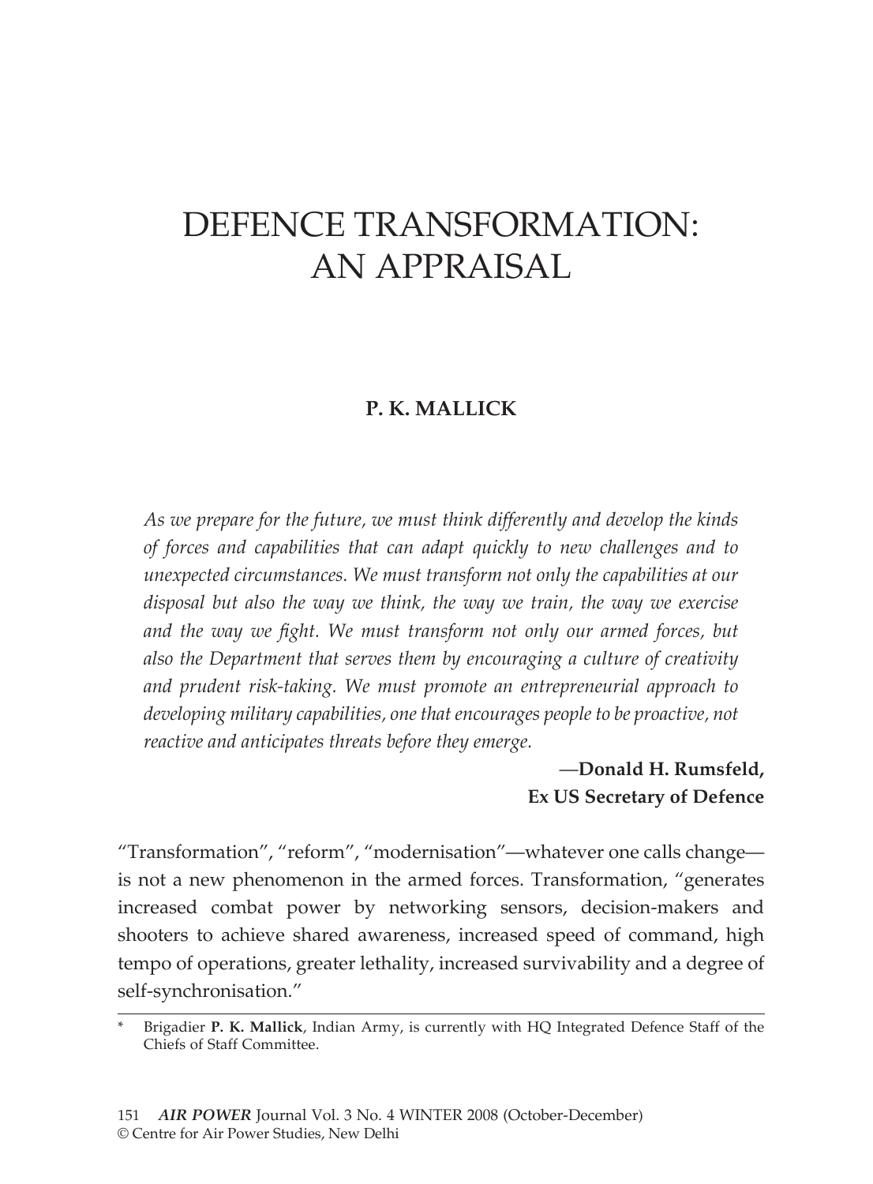# DEFENCE TRANSFORMATION: AN APPRAISAL

**P. K. MALLICK**

*As we prepare for the future, we must think differently and develop the kinds of forces and capabilities that can adapt quickly to new challenges and to unexpected circumstances. We must transform not only the capabilities at our disposal but also the way we think, the way we train, the way we exercise and the way we fight. We must transform not only our armed forces, but also the Department that serves them by encouraging a culture of creativity and prudent risk-taking. We must promote an entrepreneurial approach to developing military capabilities, one that encourages people to be proactive, not reactive and anticipates threats before they emerge.*

—**Donald H. Rumsfeld,**
**Ex US Secretary of Defence**

"Transformation", "reform", "modernisation"—whatever one calls change—is not a new phenomenon in the armed forces. Transformation, "generates increased combat power by networking sensors, decision-makers and shooters to achieve shared awareness, increased speed of command, high tempo of operations, greater lethality, increased survivability and a degree of self-synchronisation."

---

\* Brigadier **P. K. Mallick**, Indian Army, is currently with HQ Integrated Defence Staff of the Chiefs of Staff Committee.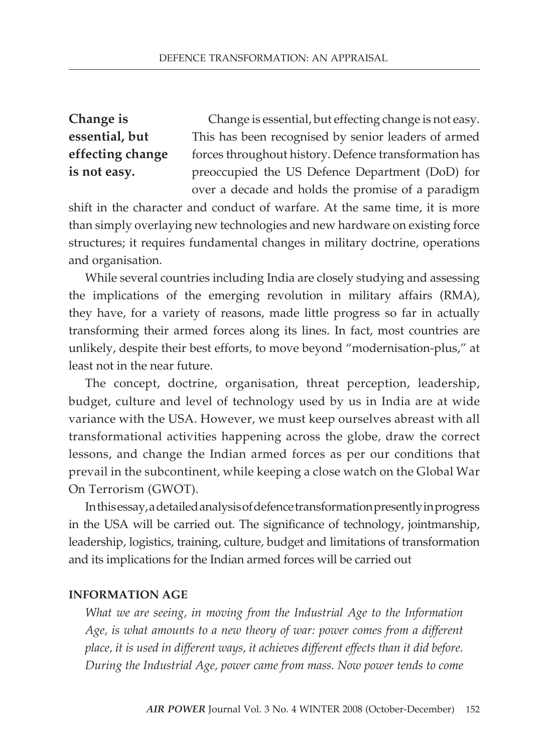**Change is essential, but effecting change is not easy.**

Change is essential, but effecting change is not easy. This has been recognised by senior leaders of armed forces throughout history. Defence transformation has preoccupied the US Defence Department (DoD) for over a decade and holds the promise of a paradigm shift in the character and conduct of warfare. At the same time, it is more than simply overlaying new technologies and new hardware on existing force structures; it requires fundamental changes in military doctrine, operations and organisation.

While several countries including India are closely studying and assessing the implications of the emerging revolution in military affairs (RMA), they have, for a variety of reasons, made little progress so far in actually transforming their armed forces along its lines. In fact, most countries are unlikely, despite their best efforts, to move beyond "modernisation-plus," at least not in the near future.

The concept, doctrine, organisation, threat perception, leadership, budget, culture and level of technology used by us in India are at wide variance with the USA. However, we must keep ourselves abreast with all transformational activities happening across the globe, draw the correct lessons, and change the Indian armed forces as per our conditions that prevail in the subcontinent, while keeping a close watch on the Global War On Terrorism (GWOT).

In this essay, a detailed analysis of defence transformation presently in progress in the USA will be carried out. The significance of technology, jointmanship, leadership, logistics, training, culture, budget and limitations of transformation and its implications for the Indian armed forces will be carried out

## INFORMATION AGE

*What we are seeing, in moving from the Industrial Age to the Information Age, is what amounts to a new theory of war: power comes from a different place, it is used in different ways, it achieves different effects than it did before. During the Industrial Age, power came from mass. Now power tends to come*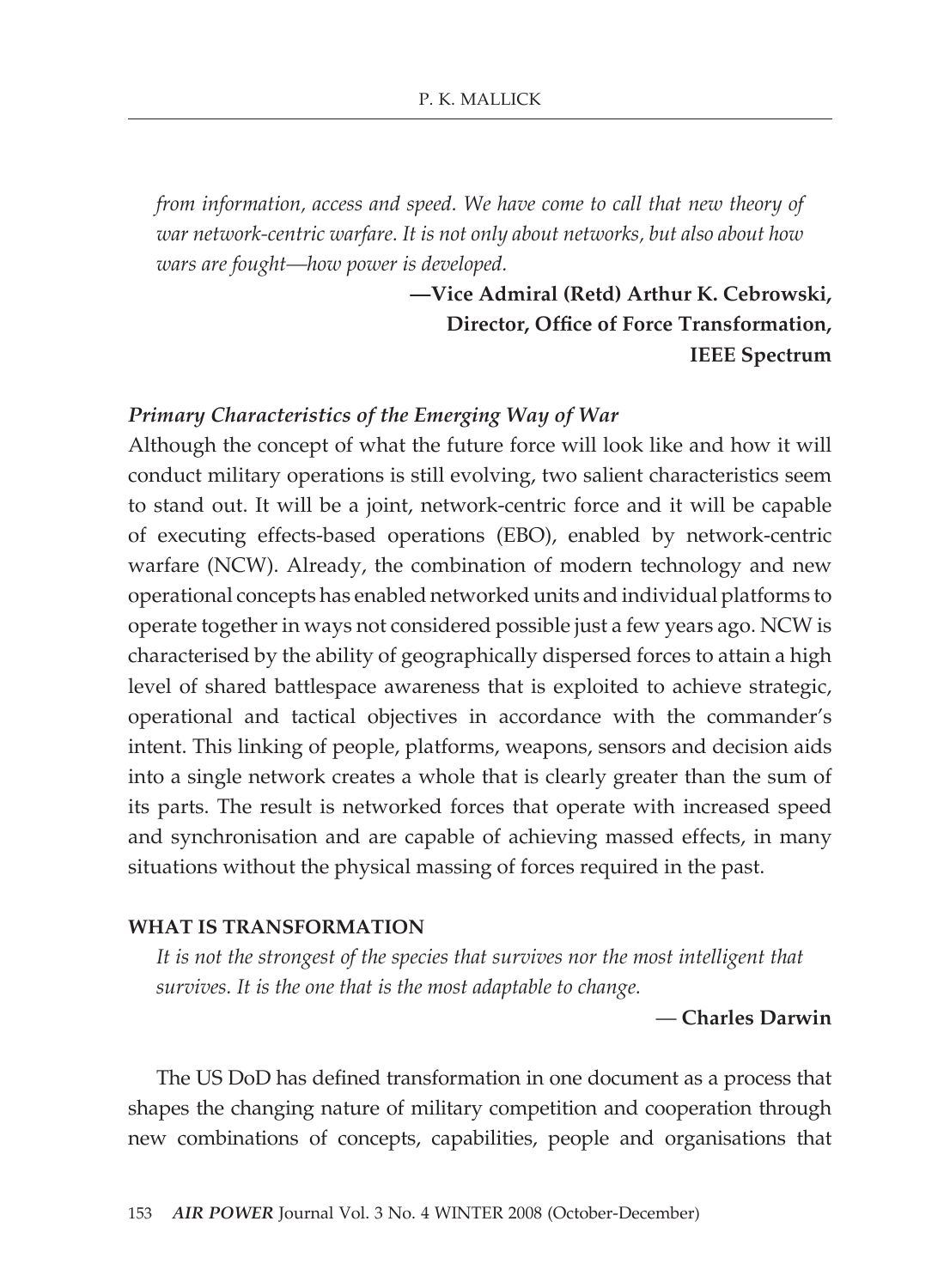*from information, access and speed. We have come to call that new theory of war network-centric warfare. It is not only about networks, but also about how wars are fought—how power is developed.*

**—Vice Admiral (Retd) Arthur K. Cebrowski, Director, Office of Force Transformation, IEEE Spectrum**

***Primary Characteristics of the Emerging Way of War***

Although the concept of what the future force will look like and how it will conduct military operations is still evolving, two salient characteristics seem to stand out. It will be a joint, network-centric force and it will be capable of executing effects-based operations (EBO), enabled by network-centric warfare (NCW). Already, the combination of modern technology and new operational concepts has enabled networked units and individual platforms to operate together in ways not considered possible just a few years ago. NCW is characterised by the ability of geographically dispersed forces to attain a high level of shared battlespace awareness that is exploited to achieve strategic, operational and tactical objectives in accordance with the commander's intent. This linking of people, platforms, weapons, sensors and decision aids into a single network creates a whole that is clearly greater than the sum of its parts. The result is networked forces that operate with increased speed and synchronisation and are capable of achieving massed effects, in many situations without the physical massing of forces required in the past.

## WHAT IS TRANSFORMATION

*It is not the strongest of the species that survives nor the most intelligent that survives. It is the one that is the most adaptable to change.*

— **Charles Darwin**

The US DoD has defined transformation in one document as a process that shapes the changing nature of military competition and cooperation through new combinations of concepts, capabilities, people and organisations that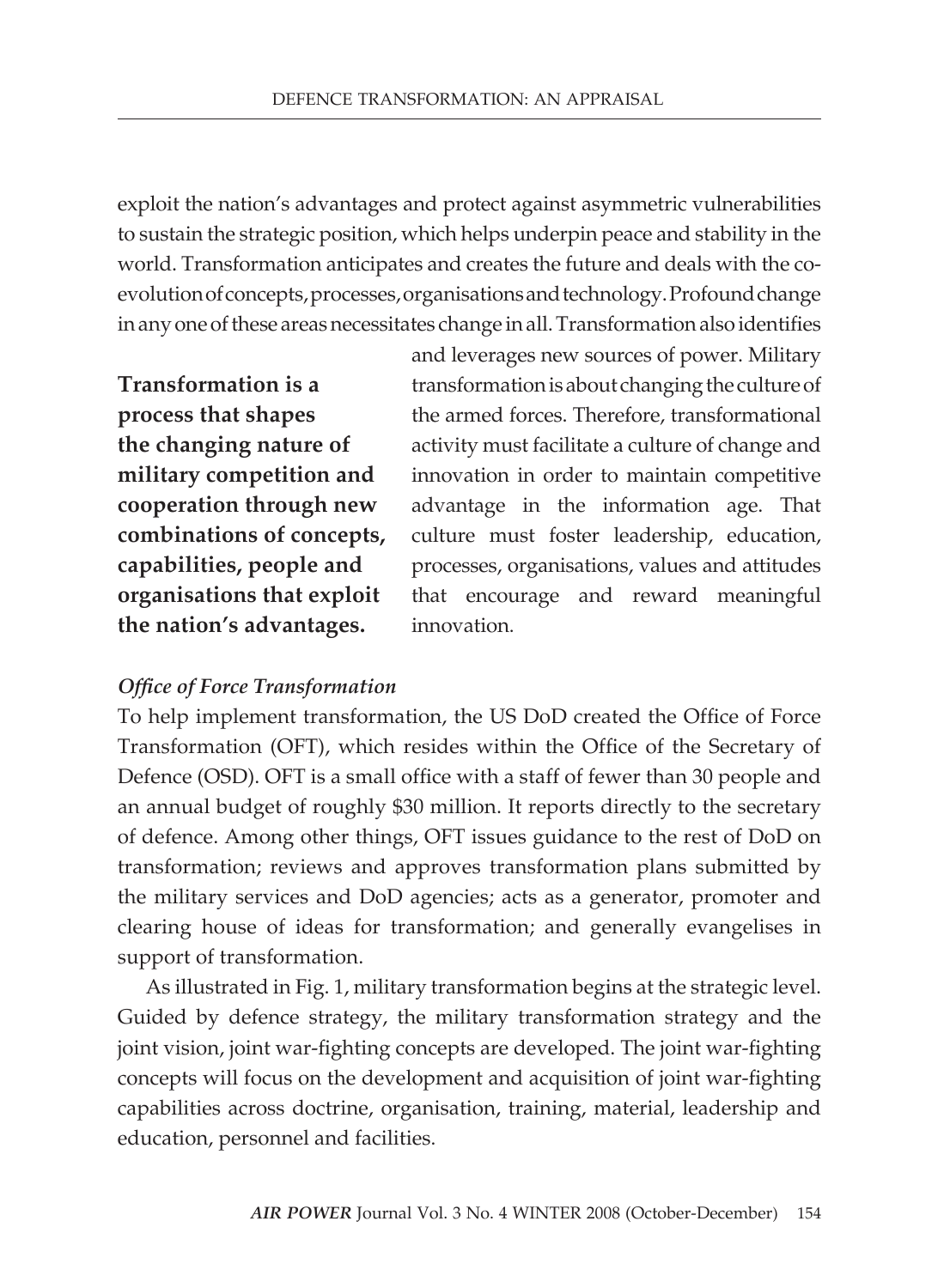exploit the nation's advantages and protect against asymmetric vulnerabilities to sustain the strategic position, which helps underpin peace and stability in the world. Transformation anticipates and creates the future and deals with the co-evolution of concepts, processes, organisations and technology. Profound change in any one of these areas necessitates change in all. Transformation also identifies and leverages new sources of power. Military transformation is about changing the culture of the armed forces. Therefore, transformational activity must facilitate a culture of change and innovation in order to maintain competitive advantage in the information age. That culture must foster leadership, education, processes, organisations, values and attitudes that encourage and reward meaningful innovation.

**Transformation is a process that shapes the changing nature of military competition and cooperation through new combinations of concepts, capabilities, people and organisations that exploit the nation's advantages.**

### *Office of Force Transformation*

To help implement transformation, the US DoD created the Office of Force Transformation (OFT), which resides within the Office of the Secretary of Defence (OSD). OFT is a small office with a staff of fewer than 30 people and an annual budget of roughly $30 million. It reports directly to the secretary of defence. Among other things, OFT issues guidance to the rest of DoD on transformation; reviews and approves transformation plans submitted by the military services and DoD agencies; acts as a generator, promoter and clearing house of ideas for transformation; and generally evangelises in support of transformation.

As illustrated in Fig. 1, military transformation begins at the strategic level. Guided by defence strategy, the military transformation strategy and the joint vision, joint war-fighting concepts are developed. The joint war-fighting concepts will focus on the development and acquisition of joint war-fighting capabilities across doctrine, organisation, training, material, leadership and education, personnel and facilities.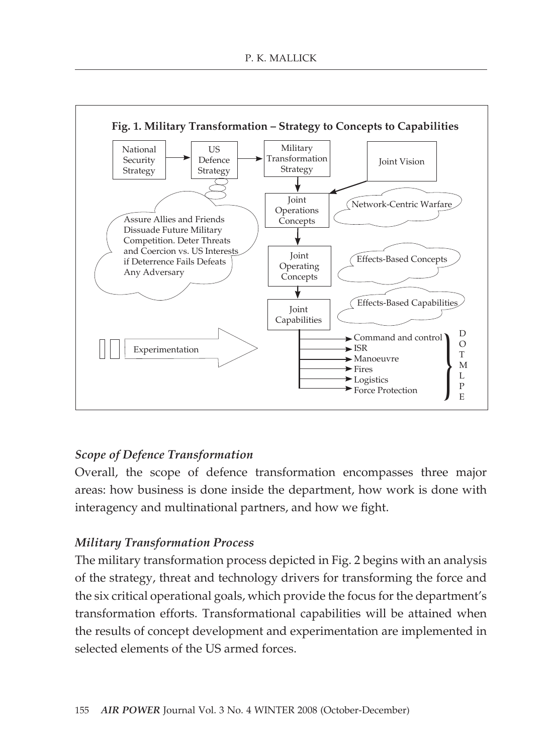**Fig. 1. Military Transformation – Strategy to Concepts to Capabilities**

National Security Strategy → US Defence Strategy → Military Transformation Strategy

Joint Vision

Joint Operations Concepts — Network-Centric Warfare

Joint Operating Concepts — Effects-Based Concepts

Joint Capabilities — Effects-Based Capabilities

Assure Allies and Friends Dissuade Future Military Competition. Deter Threats and Coercion vs. US Interests if Deterrence Fails Defeats Any Adversary

Experimentation

- Command and control
- ISR
- Manoeuvre
- Fires
- Logistics
- Force Protection

D O T M L P E

### *Scope of Defence Transformation*

Overall, the scope of defence transformation encompasses three major areas: how business is done inside the department, how work is done with interagency and multinational partners, and how we fight.

### *Military Transformation Process*

The military transformation process depicted in Fig. 2 begins with an analysis of the strategy, threat and technology drivers for transforming the force and the six critical operational goals, which provide the focus for the department's transformation efforts. Transformational capabilities will be attained when the results of concept development and experimentation are implemented in selected elements of the US armed forces.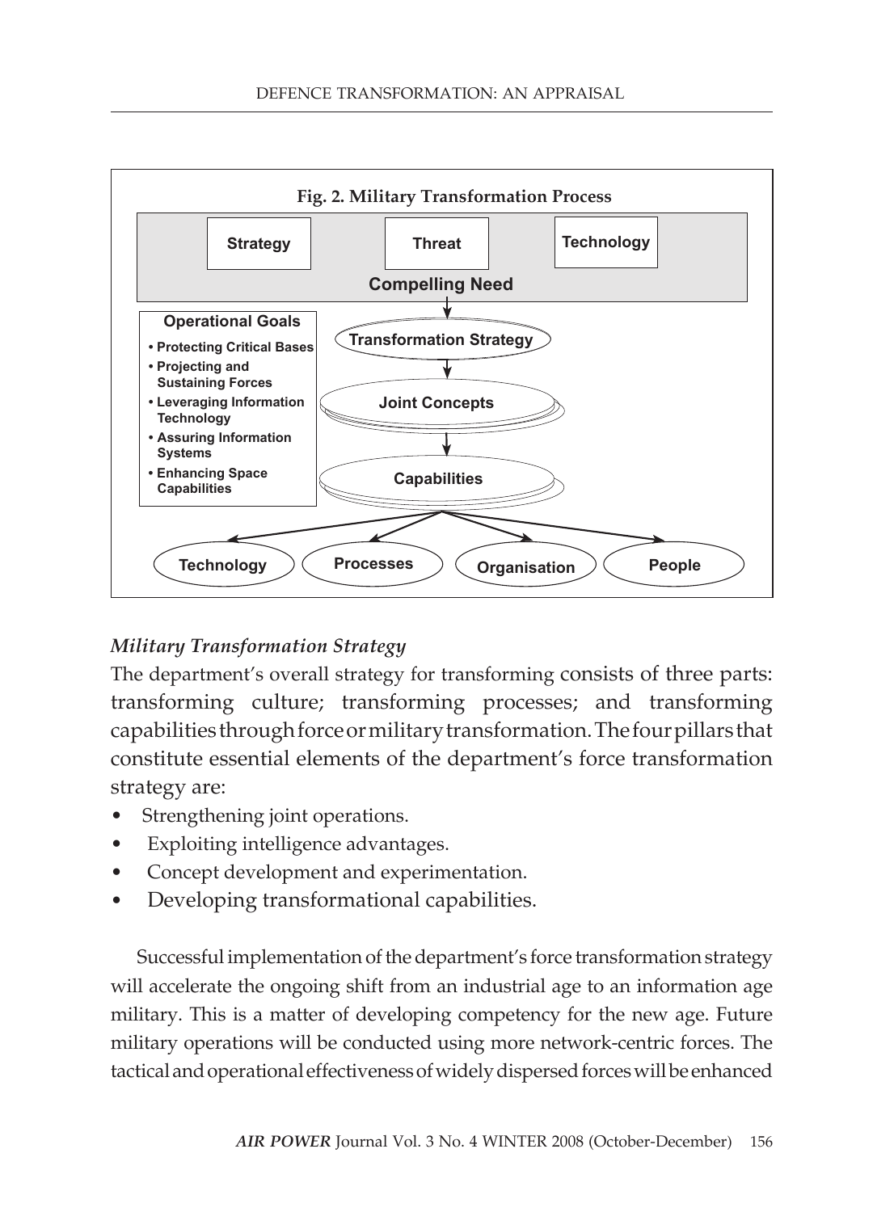**Fig. 2. Military Transformation Process**

Strategy | Threat | Technology

Compelling Need

**Operational Goals**

- Protecting Critical Bases
- Projecting and Sustaining Forces
- Leveraging Information Technology
- Assuring Information Systems
- Enhancing Space Capabilities

Transformation Strategy → Joint Concepts → Capabilities

Technology | Processes | Organisation | People

### *Military Transformation Strategy*

The department's overall strategy for transforming consists of three parts: transforming culture; transforming processes; and transforming capabilities through force or military transformation. The four pillars that constitute essential elements of the department's force transformation strategy are:

- Strengthening joint operations.
- Exploiting intelligence advantages.
- Concept development and experimentation.
- Developing transformational capabilities.

Successful implementation of the department's force transformation strategy will accelerate the ongoing shift from an industrial age to an information age military. This is a matter of developing competency for the new age. Future military operations will be conducted using more network-centric forces. The tactical and operational effectiveness of widely dispersed forces will be enhanced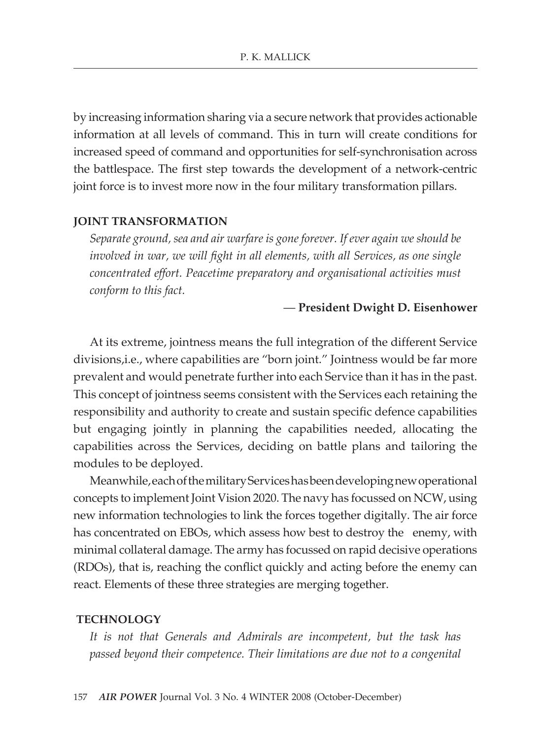by increasing information sharing via a secure network that provides actionable information at all levels of command. This in turn will create conditions for increased speed of command and opportunities for self-synchronisation across the battlespace. The first step towards the development of a network-centric joint force is to invest more now in the four military transformation pillars.

## JOINT TRANSFORMATION

*Separate ground, sea and air warfare is gone forever. If ever again we should be involved in war, we will fight in all elements, with all Services, as one single concentrated effort. Peacetime preparatory and organisational activities must conform to this fact.*

— **President Dwight D. Eisenhower**

At its extreme, jointness means the full integration of the different Service divisions,i.e., where capabilities are "born joint." Jointness would be far more prevalent and would penetrate further into each Service than it has in the past. This concept of jointness seems consistent with the Services each retaining the responsibility and authority to create and sustain specific defence capabilities but engaging jointly in planning the capabilities needed, allocating the capabilities across the Services, deciding on battle plans and tailoring the modules to be deployed.

Meanwhile, each of the military Services has been developing new operational concepts to implement Joint Vision 2020. The navy has focussed on NCW, using new information technologies to link the forces together digitally. The air force has concentrated on EBOs, which assess how best to destroy the enemy, with minimal collateral damage. The army has focussed on rapid decisive operations (RDOs), that is, reaching the conflict quickly and acting before the enemy can react. Elements of these three strategies are merging together.

## TECHNOLOGY

*It is not that Generals and Admirals are incompetent, but the task has passed beyond their competence. Their limitations are due not to a congenital*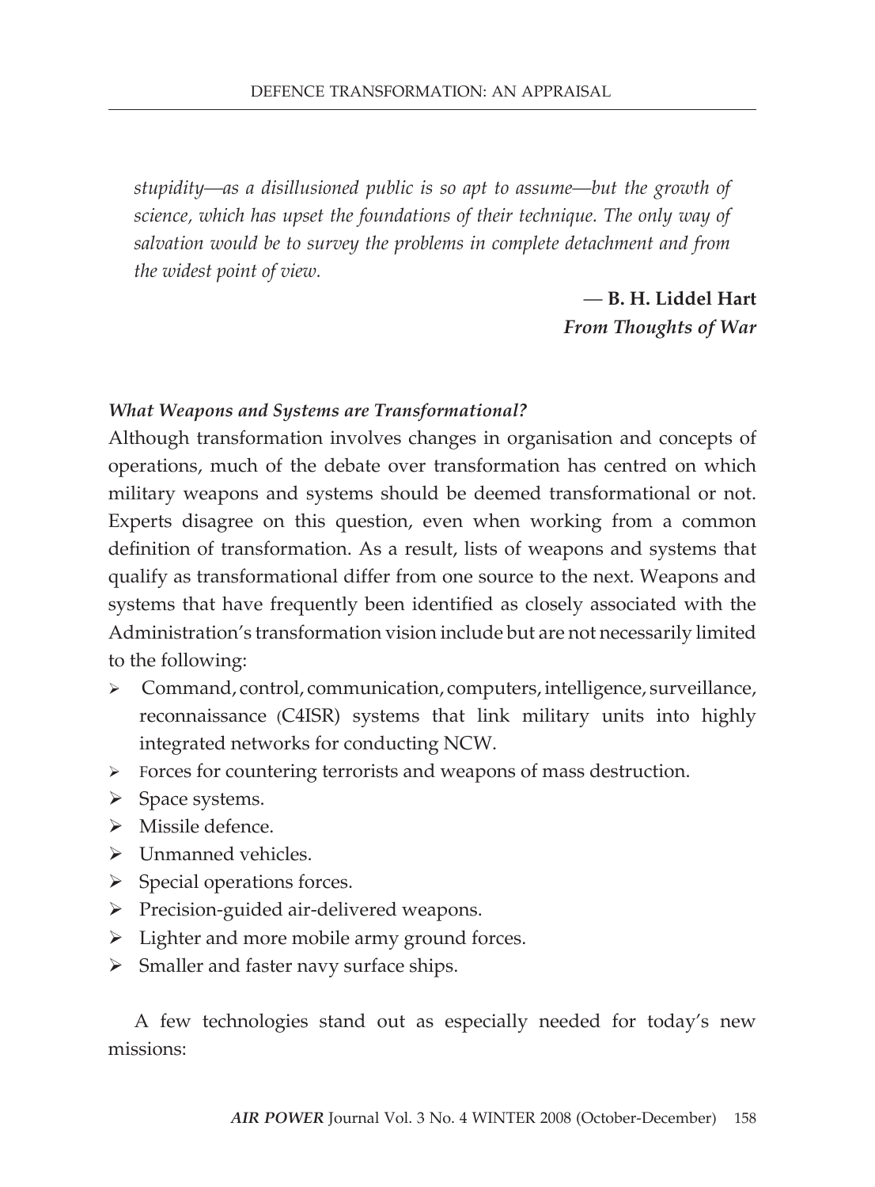*stupidity—as a disillusioned public is so apt to assume—but the growth of science, which has upset the foundations of their technique. The only way of salvation would be to survey the problems in complete detachment and from the widest point of view.*

— **B. H. Liddel Hart**
***From Thoughts of War***

***What Weapons and Systems are Transformational?***

Although transformation involves changes in organisation and concepts of operations, much of the debate over transformation has centred on which military weapons and systems should be deemed transformational or not. Experts disagree on this question, even when working from a common definition of transformation. As a result, lists of weapons and systems that qualify as transformational differ from one source to the next. Weapons and systems that have frequently been identified as closely associated with the Administration's transformation vision include but are not necessarily limited to the following:

- Command, control, communication, computers, intelligence, surveillance, reconnaissance (C4ISR) systems that link military units into highly integrated networks for conducting NCW.
- Forces for countering terrorists and weapons of mass destruction.
- Space systems.
- Missile defence.
- Unmanned vehicles.
- Special operations forces.
- Precision-guided air-delivered weapons.
- Lighter and more mobile army ground forces.
- Smaller and faster navy surface ships.

A few technologies stand out as especially needed for today's new missions: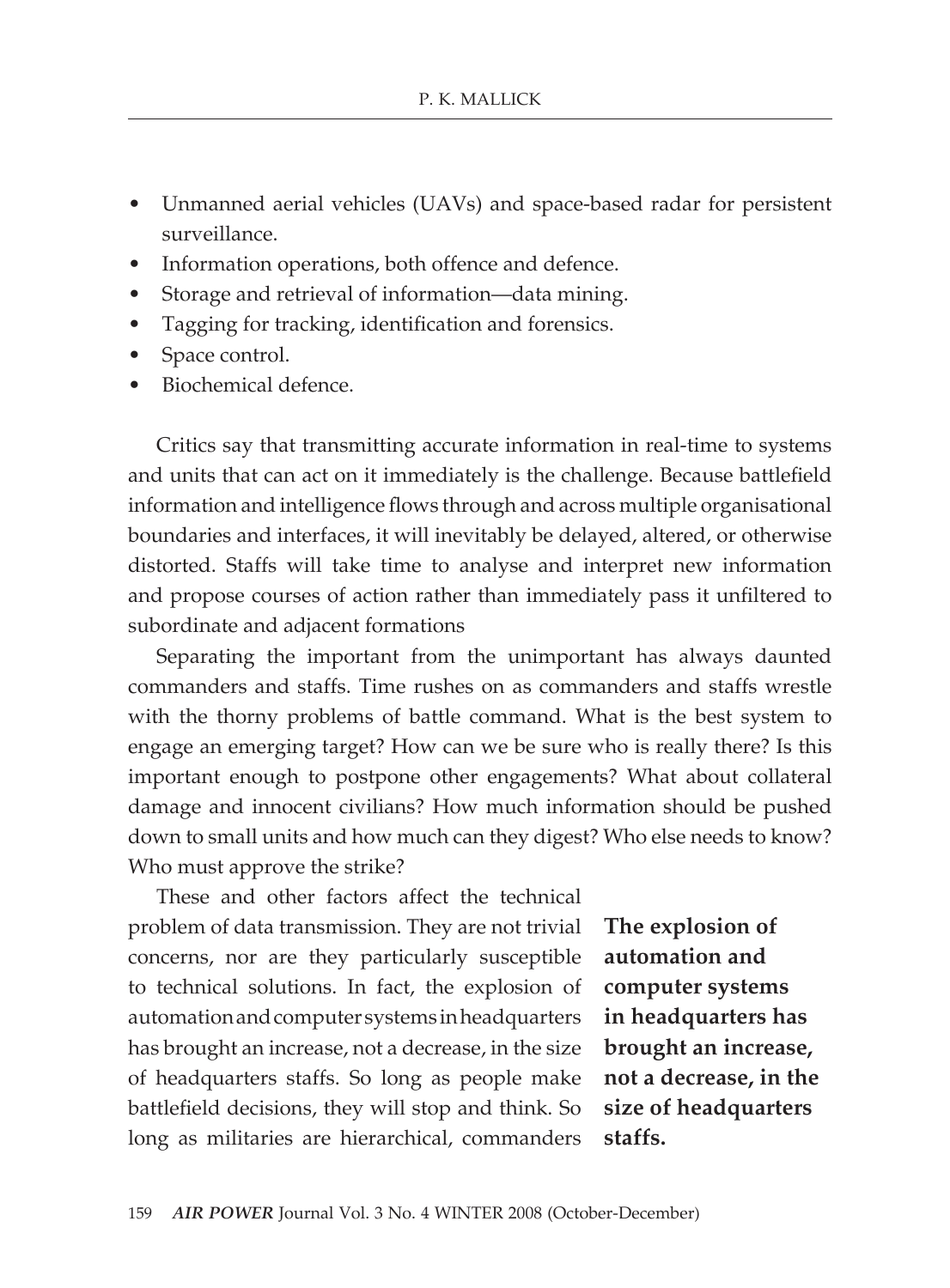- Unmanned aerial vehicles (UAVs) and space-based radar for persistent surveillance.
- Information operations, both offence and defence.
- Storage and retrieval of information—data mining.
- Tagging for tracking, identification and forensics.
- Space control.
- Biochemical defence.

Critics say that transmitting accurate information in real-time to systems and units that can act on it immediately is the challenge. Because battlefield information and intelligence flows through and across multiple organisational boundaries and interfaces, it will inevitably be delayed, altered, or otherwise distorted. Staffs will take time to analyse and interpret new information and propose courses of action rather than immediately pass it unfiltered to subordinate and adjacent formations

Separating the important from the unimportant has always daunted commanders and staffs. Time rushes on as commanders and staffs wrestle with the thorny problems of battle command. What is the best system to engage an emerging target? How can we be sure who is really there? Is this important enough to postpone other engagements? What about collateral damage and innocent civilians? How much information should be pushed down to small units and how much can they digest? Who else needs to know? Who must approve the strike?

These and other factors affect the technical problem of data transmission. They are not trivial concerns, nor are they particularly susceptible to technical solutions. In fact, the explosion of automation and computer systems in headquarters has brought an increase, not a decrease, in the size of headquarters staffs. So long as people make battlefield decisions, they will stop and think. So long as militaries are hierarchical, commanders

**The explosion of automation and computer systems in headquarters has brought an increase, not a decrease, in the size of headquarters staffs.**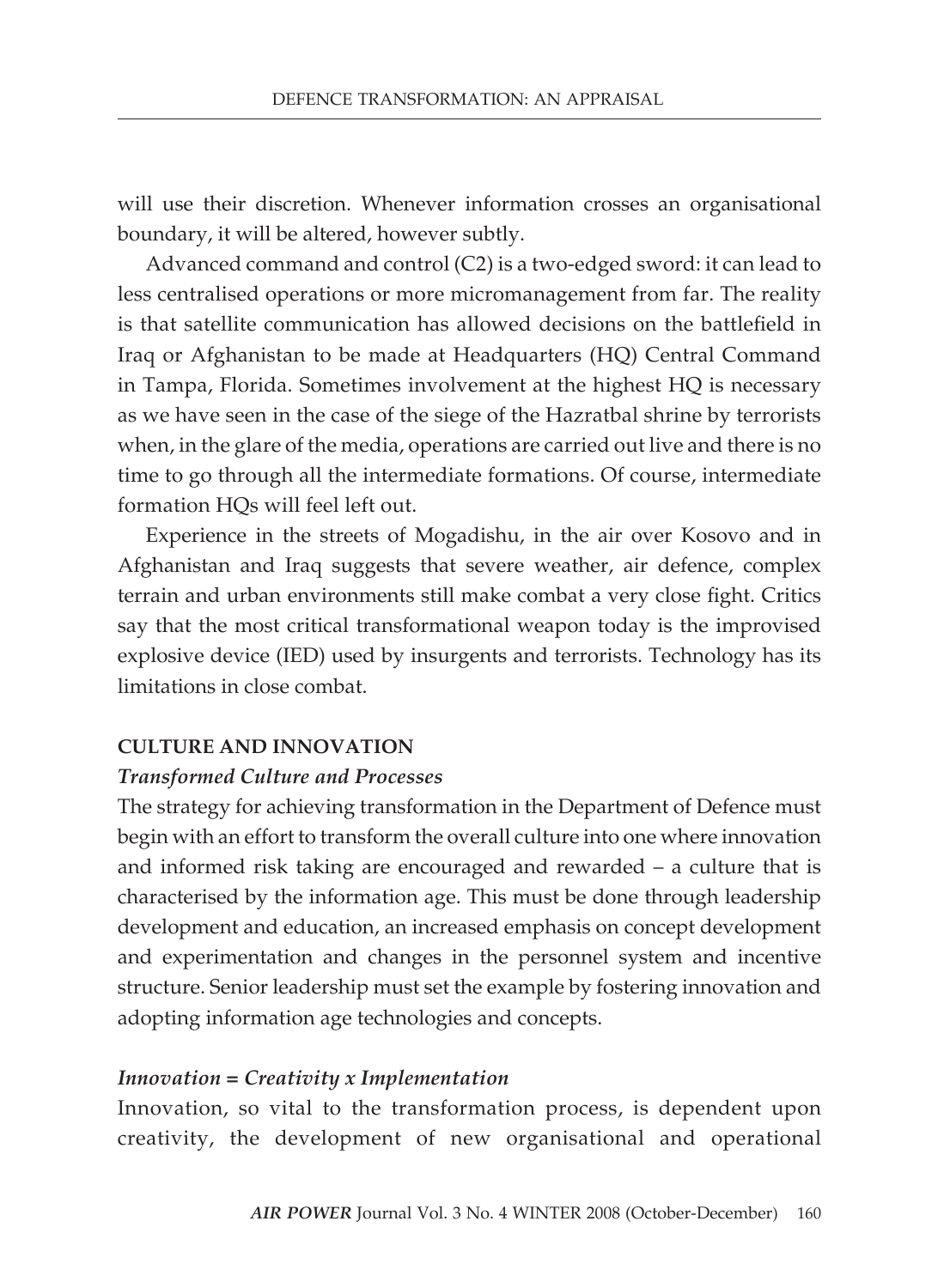will use their discretion. Whenever information crosses an organisational boundary, it will be altered, however subtly.

Advanced command and control (C2) is a two-edged sword: it can lead to less centralised operations or more micromanagement from far. The reality is that satellite communication has allowed decisions on the battlefield in Iraq or Afghanistan to be made at Headquarters (HQ) Central Command in Tampa, Florida. Sometimes involvement at the highest HQ is necessary as we have seen in the case of the siege of the Hazratbal shrine by terrorists when, in the glare of the media, operations are carried out live and there is no time to go through all the intermediate formations. Of course, intermediate formation HQs will feel left out.

Experience in the streets of Mogadishu, in the air over Kosovo and in Afghanistan and Iraq suggests that severe weather, air defence, complex terrain and urban environments still make combat a very close fight. Critics say that the most critical transformational weapon today is the improvised explosive device (IED) used by insurgents and terrorists. Technology has its limitations in close combat.

## CULTURE AND INNOVATION

### *Transformed Culture and Processes*

The strategy for achieving transformation in the Department of Defence must begin with an effort to transform the overall culture into one where innovation and informed risk taking are encouraged and rewarded – a culture that is characterised by the information age. This must be done through leadership development and education, an increased emphasis on concept development and experimentation and changes in the personnel system and incentive structure. Senior leadership must set the example by fostering innovation and adopting information age technologies and concepts.

### *Innovation = Creativity x Implementation*

Innovation, so vital to the transformation process, is dependent upon creativity, the development of new organisational and operational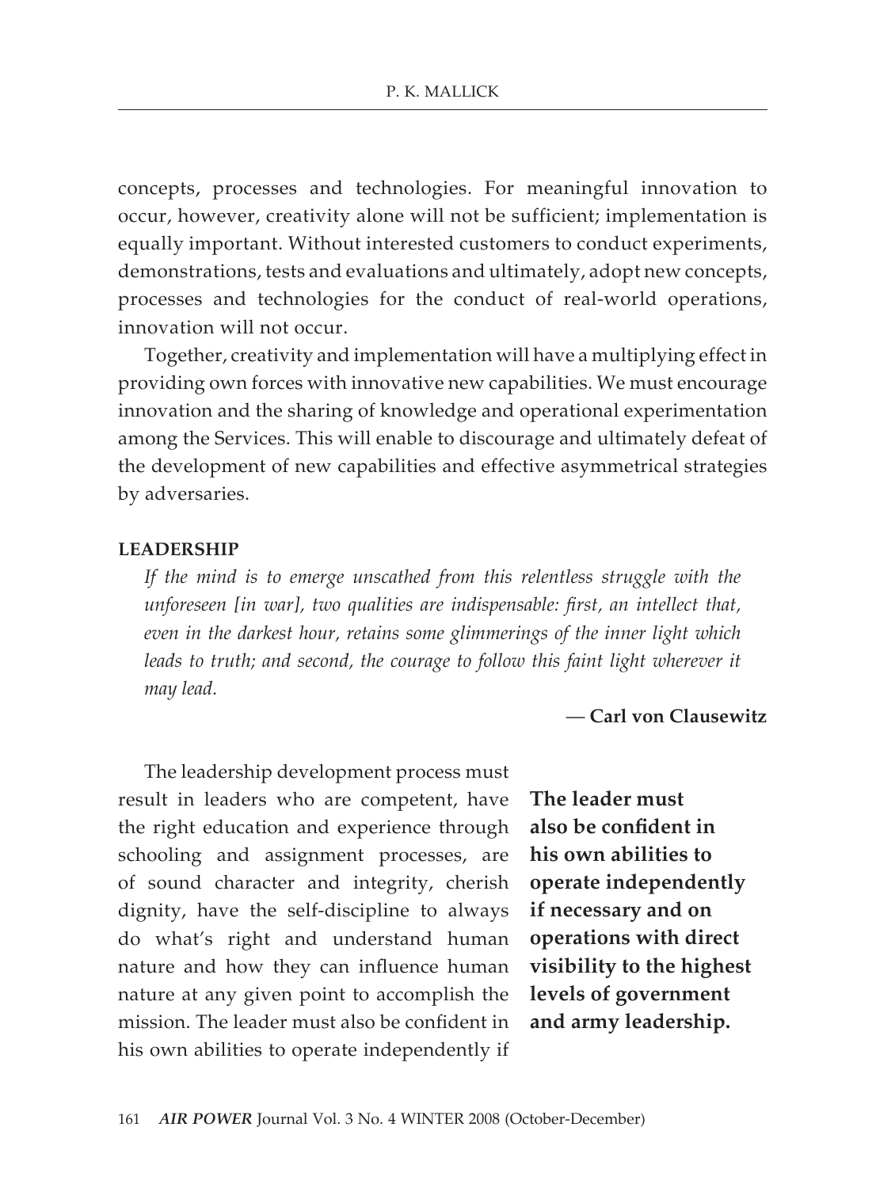concepts, processes and technologies. For meaningful innovation to occur, however, creativity alone will not be sufficient; implementation is equally important. Without interested customers to conduct experiments, demonstrations, tests and evaluations and ultimately, adopt new concepts, processes and technologies for the conduct of real-world operations, innovation will not occur.

Together, creativity and implementation will have a multiplying effect in providing own forces with innovative new capabilities. We must encourage innovation and the sharing of knowledge and operational experimentation among the Services. This will enable to discourage and ultimately defeat of the development of new capabilities and effective asymmetrical strategies by adversaries.

## LEADERSHIP

*If the mind is to emerge unscathed from this relentless struggle with the unforeseen [in war], two qualities are indispensable: first, an intellect that, even in the darkest hour, retains some glimmerings of the inner light which leads to truth; and second, the courage to follow this faint light wherever it may lead.*

— **Carl von Clausewitz**

The leadership development process must result in leaders who are competent, have the right education and experience through schooling and assignment processes, are of sound character and integrity, cherish dignity, have the self-discipline to always do what's right and understand human nature and how they can influence human nature at any given point to accomplish the mission. The leader must also be confident in his own abilities to operate independently if

**The leader must also be confident in his own abilities to operate independently if necessary and on operations with direct visibility to the highest levels of government and army leadership.**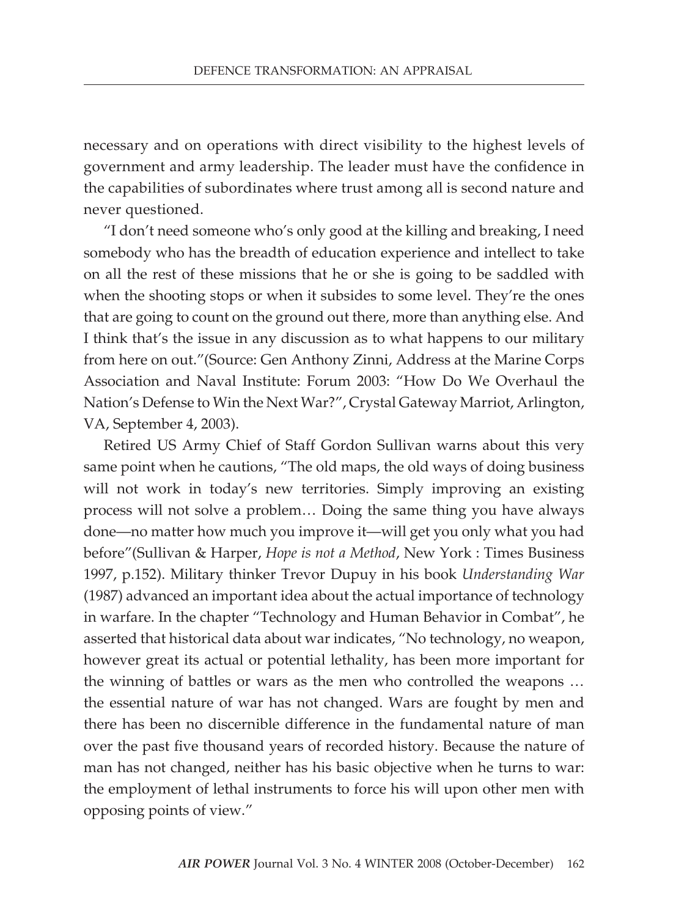necessary and on operations with direct visibility to the highest levels of government and army leadership. The leader must have the confidence in the capabilities of subordinates where trust among all is second nature and never questioned.

"I don't need someone who's only good at the killing and breaking, I need somebody who has the breadth of education experience and intellect to take on all the rest of these missions that he or she is going to be saddled with when the shooting stops or when it subsides to some level. They're the ones that are going to count on the ground out there, more than anything else. And I think that's the issue in any discussion as to what happens to our military from here on out."(Source: Gen Anthony Zinni, Address at the Marine Corps Association and Naval Institute: Forum 2003: "How Do We Overhaul the Nation's Defense to Win the Next War?", Crystal Gateway Marriot, Arlington, VA, September 4, 2003).

Retired US Army Chief of Staff Gordon Sullivan warns about this very same point when he cautions, "The old maps, the old ways of doing business will not work in today's new territories. Simply improving an existing process will not solve a problem… Doing the same thing you have always done—no matter how much you improve it—will get you only what you had before"(Sullivan & Harper, *Hope is not a Method*, New York : Times Business 1997, p.152). Military thinker Trevor Dupuy in his book *Understanding War* (1987) advanced an important idea about the actual importance of technology in warfare. In the chapter "Technology and Human Behavior in Combat", he asserted that historical data about war indicates, "No technology, no weapon, however great its actual or potential lethality, has been more important for the winning of battles or wars as the men who controlled the weapons … the essential nature of war has not changed. Wars are fought by men and there has been no discernible difference in the fundamental nature of man over the past five thousand years of recorded history. Because the nature of man has not changed, neither has his basic objective when he turns to war: the employment of lethal instruments to force his will upon other men with opposing points of view."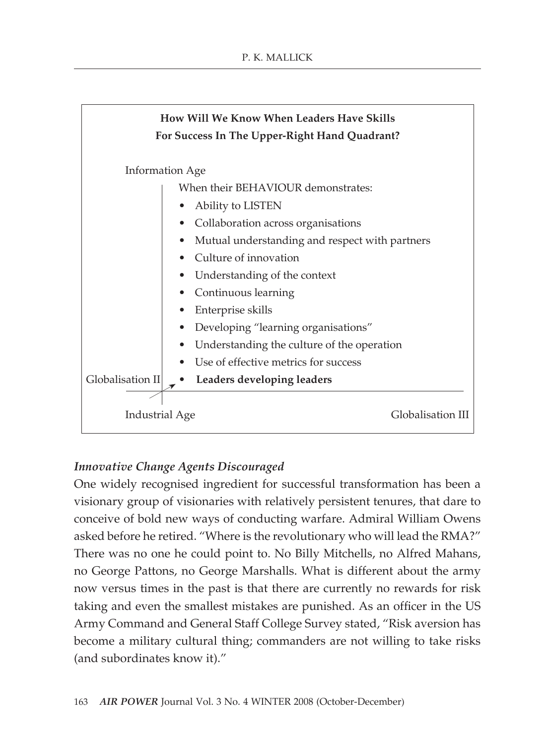**How Will We Know When Leaders Have Skills For Success In The Upper-Right Hand Quadrant?**

Information Age

When their BEHAVIOUR demonstrates:

- Ability to LISTEN
- Collaboration across organisations
- Mutual understanding and respect with partners
- Culture of innovation
- Understanding of the context
- Continuous learning
- Enterprise skills
- Developing "learning organisations"
- Understanding the culture of the operation
- Use of effective metrics for success
- **Leaders developing leaders**

Globalisation II

Industrial Age

Globalisation III

### *Innovative Change Agents Discouraged*

One widely recognised ingredient for successful transformation has been a visionary group of visionaries with relatively persistent tenures, that dare to conceive of bold new ways of conducting warfare. Admiral William Owens asked before he retired. "Where is the revolutionary who will lead the RMA?" There was no one he could point to. No Billy Mitchells, no Alfred Mahans, no George Pattons, no George Marshalls. What is different about the army now versus times in the past is that there are currently no rewards for risk taking and even the smallest mistakes are punished. As an officer in the US Army Command and General Staff College Survey stated, "Risk aversion has become a military cultural thing; commanders are not willing to take risks (and subordinates know it)."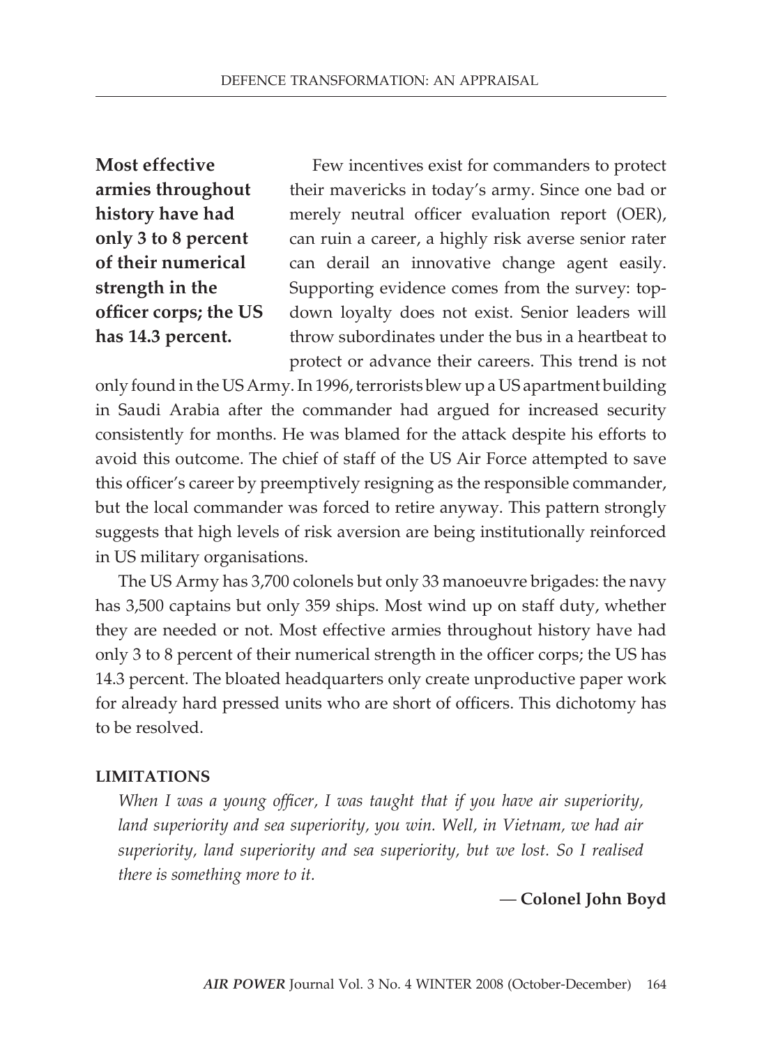**Most effective armies throughout history have had only 3 to 8 percent of their numerical strength in the officer corps; the US has 14.3 percent.**

Few incentives exist for commanders to protect their mavericks in today's army. Since one bad or merely neutral officer evaluation report (OER), can ruin a career, a highly risk averse senior rater can derail an innovative change agent easily. Supporting evidence comes from the survey: top-down loyalty does not exist. Senior leaders will throw subordinates under the bus in a heartbeat to protect or advance their careers. This trend is not only found in the US Army. In 1996, terrorists blew up a US apartment building in Saudi Arabia after the commander had argued for increased security consistently for months. He was blamed for the attack despite his efforts to avoid this outcome. The chief of staff of the US Air Force attempted to save this officer's career by preemptively resigning as the responsible commander, but the local commander was forced to retire anyway. This pattern strongly suggests that high levels of risk aversion are being institutionally reinforced in US military organisations.

The US Army has 3,700 colonels but only 33 manoeuvre brigades: the navy has 3,500 captains but only 359 ships. Most wind up on staff duty, whether they are needed or not. Most effective armies throughout history have had only 3 to 8 percent of their numerical strength in the officer corps; the US has 14.3 percent. The bloated headquarters only create unproductive paper work for already hard pressed units who are short of officers. This dichotomy has to be resolved.

## LIMITATIONS

*When I was a young officer, I was taught that if you have air superiority, land superiority and sea superiority, you win. Well, in Vietnam, we had air superiority, land superiority and sea superiority, but we lost. So I realised there is something more to it.*

— **Colonel John Boyd**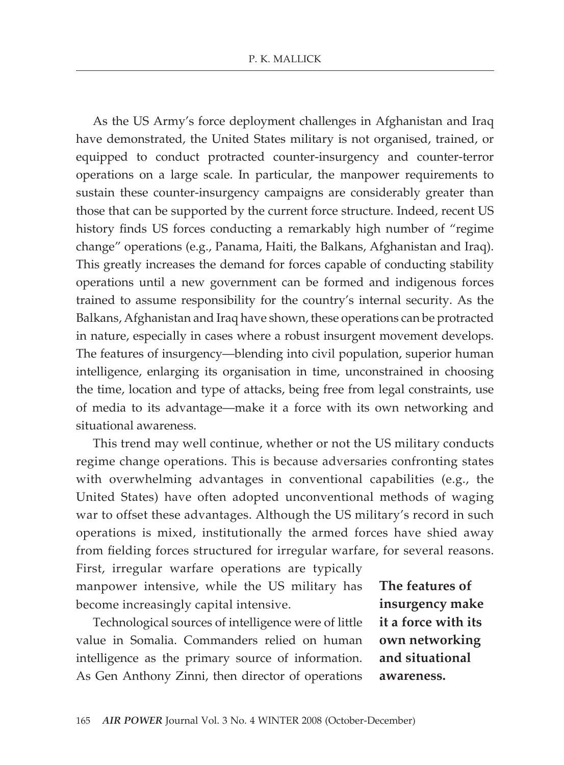As the US Army's force deployment challenges in Afghanistan and Iraq have demonstrated, the United States military is not organised, trained, or equipped to conduct protracted counter-insurgency and counter-terror operations on a large scale. In particular, the manpower requirements to sustain these counter-insurgency campaigns are considerably greater than those that can be supported by the current force structure. Indeed, recent US history finds US forces conducting a remarkably high number of "regime change" operations (e.g., Panama, Haiti, the Balkans, Afghanistan and Iraq). This greatly increases the demand for forces capable of conducting stability operations until a new government can be formed and indigenous forces trained to assume responsibility for the country's internal security. As the Balkans, Afghanistan and Iraq have shown, these operations can be protracted in nature, especially in cases where a robust insurgent movement develops. The features of insurgency—blending into civil population, superior human intelligence, enlarging its organisation in time, unconstrained in choosing the time, location and type of attacks, being free from legal constraints, use of media to its advantage—make it a force with its own networking and situational awareness.

This trend may well continue, whether or not the US military conducts regime change operations. This is because adversaries confronting states with overwhelming advantages in conventional capabilities (e.g., the United States) have often adopted unconventional methods of waging war to offset these advantages. Although the US military's record in such operations is mixed, institutionally the armed forces have shied away from fielding forces structured for irregular warfare, for several reasons. First, irregular warfare operations are typically manpower intensive, while the US military has become increasingly capital intensive.

**The features of insurgency make it a force with its own networking and situational awareness.**

Technological sources of intelligence were of little value in Somalia. Commanders relied on human intelligence as the primary source of information. As Gen Anthony Zinni, then director of operations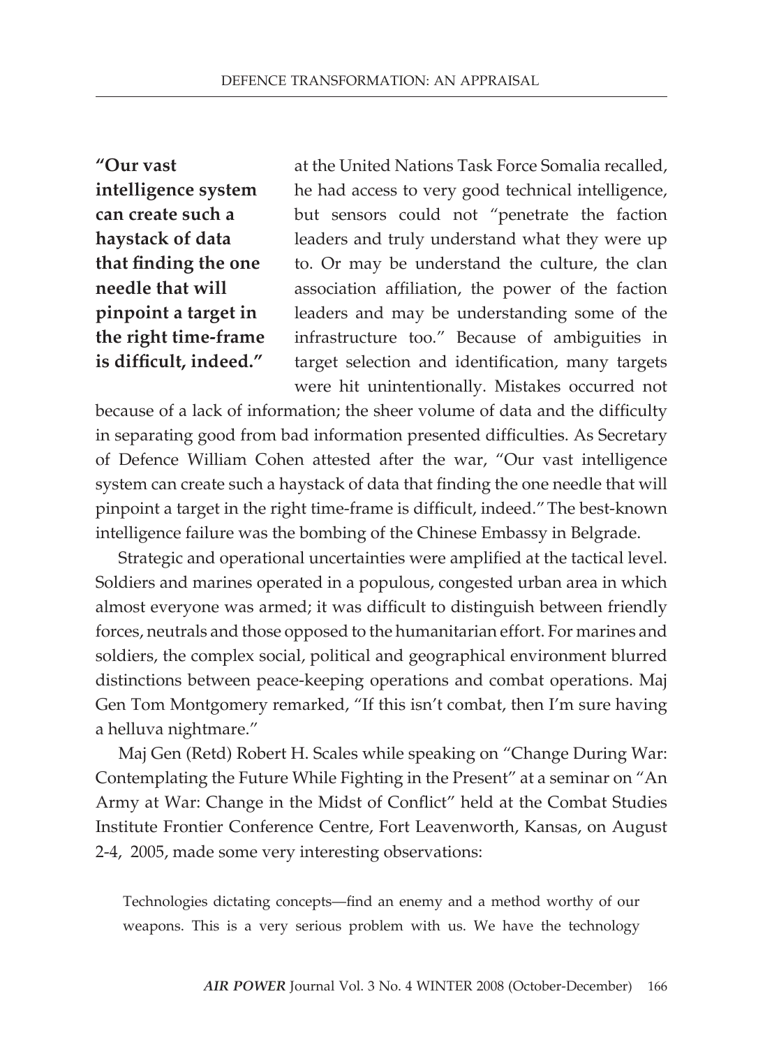> **"Our vast intelligence system can create such a haystack of data that finding the one needle that will pinpoint a target in the right time-frame is difficult, indeed."**

at the United Nations Task Force Somalia recalled, he had access to very good technical intelligence, but sensors could not "penetrate the faction leaders and truly understand what they were up to. Or may be understand the culture, the clan association affiliation, the power of the faction leaders and may be understanding some of the infrastructure too." Because of ambiguities in target selection and identification, many targets were hit unintentionally. Mistakes occurred not because of a lack of information; the sheer volume of data and the difficulty in separating good from bad information presented difficulties. As Secretary of Defence William Cohen attested after the war, "Our vast intelligence system can create such a haystack of data that finding the one needle that will pinpoint a target in the right time-frame is difficult, indeed." The best-known intelligence failure was the bombing of the Chinese Embassy in Belgrade.

Strategic and operational uncertainties were amplified at the tactical level. Soldiers and marines operated in a populous, congested urban area in which almost everyone was armed; it was difficult to distinguish between friendly forces, neutrals and those opposed to the humanitarian effort. For marines and soldiers, the complex social, political and geographical environment blurred distinctions between peace-keeping operations and combat operations. Maj Gen Tom Montgomery remarked, "If this isn't combat, then I'm sure having a helluva nightmare."

Maj Gen (Retd) Robert H. Scales while speaking on "Change During War: Contemplating the Future While Fighting in the Present" at a seminar on "An Army at War: Change in the Midst of Conflict" held at the Combat Studies Institute Frontier Conference Centre, Fort Leavenworth, Kansas, on August 2-4, 2005, made some very interesting observations:

> Technologies dictating concepts—find an enemy and a method worthy of our weapons. This is a very serious problem with us. We have the technology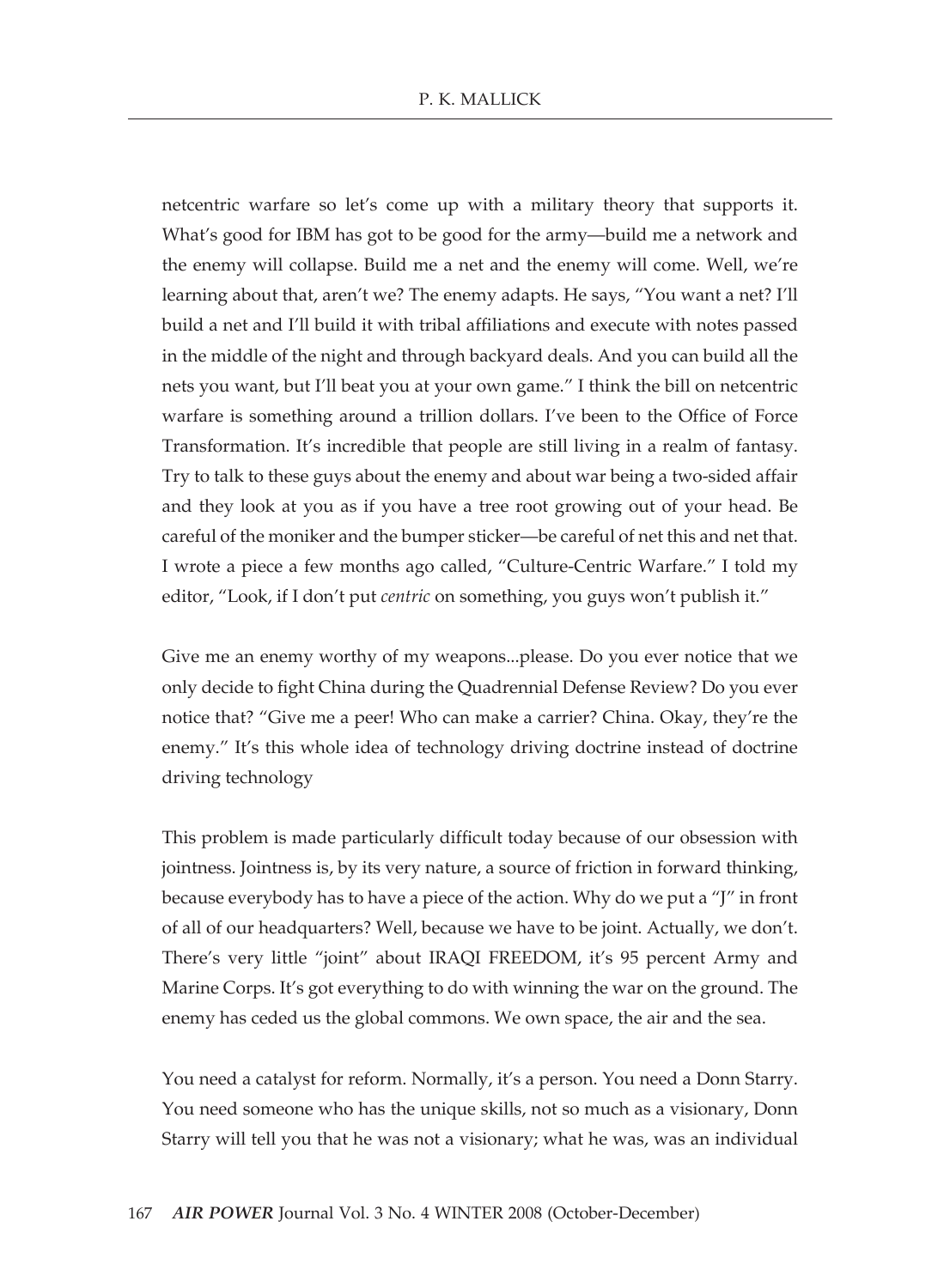netcentric warfare so let's come up with a military theory that supports it. What's good for IBM has got to be good for the army—build me a network and the enemy will collapse. Build me a net and the enemy will come. Well, we're learning about that, aren't we? The enemy adapts. He says, "You want a net? I'll build a net and I'll build it with tribal affiliations and execute with notes passed in the middle of the night and through backyard deals. And you can build all the nets you want, but I'll beat you at your own game." I think the bill on netcentric warfare is something around a trillion dollars. I've been to the Office of Force Transformation. It's incredible that people are still living in a realm of fantasy. Try to talk to these guys about the enemy and about war being a two-sided affair and they look at you as if you have a tree root growing out of your head. Be careful of the moniker and the bumper sticker—be careful of net this and net that. I wrote a piece a few months ago called, "Culture-Centric Warfare." I told my editor, "Look, if I don't put *centric* on something, you guys won't publish it."

Give me an enemy worthy of my weapons...please. Do you ever notice that we only decide to fight China during the Quadrennial Defense Review? Do you ever notice that? "Give me a peer! Who can make a carrier? China. Okay, they're the enemy." It's this whole idea of technology driving doctrine instead of doctrine driving technology

This problem is made particularly difficult today because of our obsession with jointness. Jointness is, by its very nature, a source of friction in forward thinking, because everybody has to have a piece of the action. Why do we put a "J" in front of all of our headquarters? Well, because we have to be joint. Actually, we don't. There's very little "joint" about IRAQI FREEDOM, it's 95 percent Army and Marine Corps. It's got everything to do with winning the war on the ground. The enemy has ceded us the global commons. We own space, the air and the sea.

You need a catalyst for reform. Normally, it's a person. You need a Donn Starry. You need someone who has the unique skills, not so much as a visionary, Donn Starry will tell you that he was not a visionary; what he was, was an individual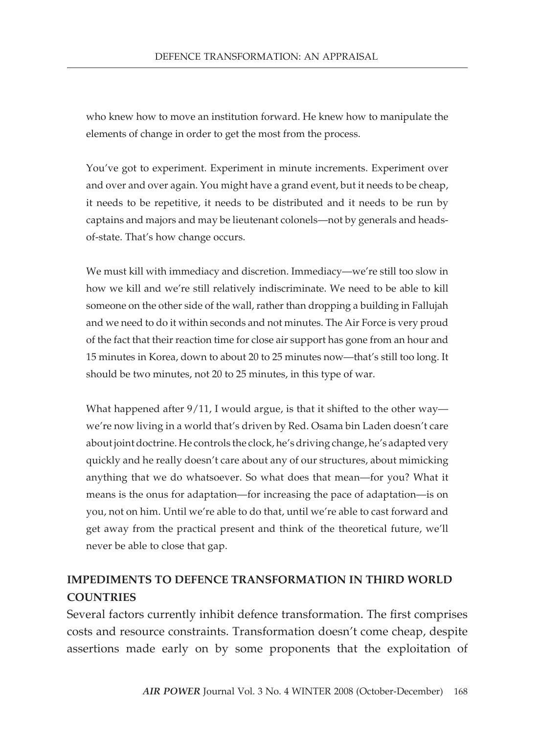who knew how to move an institution forward. He knew how to manipulate the elements of change in order to get the most from the process.

You've got to experiment. Experiment in minute increments. Experiment over and over and over again. You might have a grand event, but it needs to be cheap, it needs to be repetitive, it needs to be distributed and it needs to be run by captains and majors and may be lieutenant colonels—not by generals and heads-of-state. That's how change occurs.

We must kill with immediacy and discretion. Immediacy—we're still too slow in how we kill and we're still relatively indiscriminate. We need to be able to kill someone on the other side of the wall, rather than dropping a building in Fallujah and we need to do it within seconds and not minutes. The Air Force is very proud of the fact that their reaction time for close air support has gone from an hour and 15 minutes in Korea, down to about 20 to 25 minutes now—that's still too long. It should be two minutes, not 20 to 25 minutes, in this type of war.

What happened after 9/11, I would argue, is that it shifted to the other way—we're now living in a world that's driven by Red. Osama bin Laden doesn't care about joint doctrine. He controls the clock, he's driving change, he's adapted very quickly and he really doesn't care about any of our structures, about mimicking anything that we do whatsoever. So what does that mean—for you? What it means is the onus for adaptation—for increasing the pace of adaptation—is on you, not on him. Until we're able to do that, until we're able to cast forward and get away from the practical present and think of the theoretical future, we'll never be able to close that gap.

## IMPEDIMENTS TO DEFENCE TRANSFORMATION IN THIRD WORLD COUNTRIES

Several factors currently inhibit defence transformation. The first comprises costs and resource constraints. Transformation doesn't come cheap, despite assertions made early on by some proponents that the exploitation of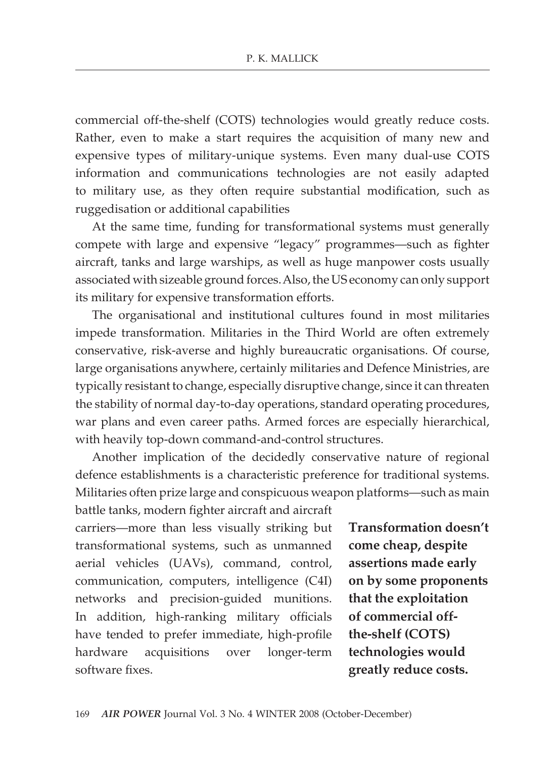commercial off-the-shelf (COTS) technologies would greatly reduce costs. Rather, even to make a start requires the acquisition of many new and expensive types of military-unique systems. Even many dual-use COTS information and communications technologies are not easily adapted to military use, as they often require substantial modification, such as ruggedisation or additional capabilities

At the same time, funding for transformational systems must generally compete with large and expensive "legacy" programmes—such as fighter aircraft, tanks and large warships, as well as huge manpower costs usually associated with sizeable ground forces. Also, the US economy can only support its military for expensive transformation efforts.

The organisational and institutional cultures found in most militaries impede transformation. Militaries in the Third World are often extremely conservative, risk-averse and highly bureaucratic organisations. Of course, large organisations anywhere, certainly militaries and Defence Ministries, are typically resistant to change, especially disruptive change, since it can threaten the stability of normal day-to-day operations, standard operating procedures, war plans and even career paths. Armed forces are especially hierarchical, with heavily top-down command-and-control structures.

Another implication of the decidedly conservative nature of regional defence establishments is a characteristic preference for traditional systems. Militaries often prize large and conspicuous weapon platforms—such as main battle tanks, modern fighter aircraft and aircraft carriers—more than less visually striking but transformational systems, such as unmanned aerial vehicles (UAVs), command, control, communication, computers, intelligence (C4I) networks and precision-guided munitions. In addition, high-ranking military officials have tended to prefer immediate, high-profile hardware acquisitions over longer-term software fixes.

**Transformation doesn't come cheap, despite assertions made early on by some proponents that the exploitation of commercial off-the-shelf (COTS) technologies would greatly reduce costs.**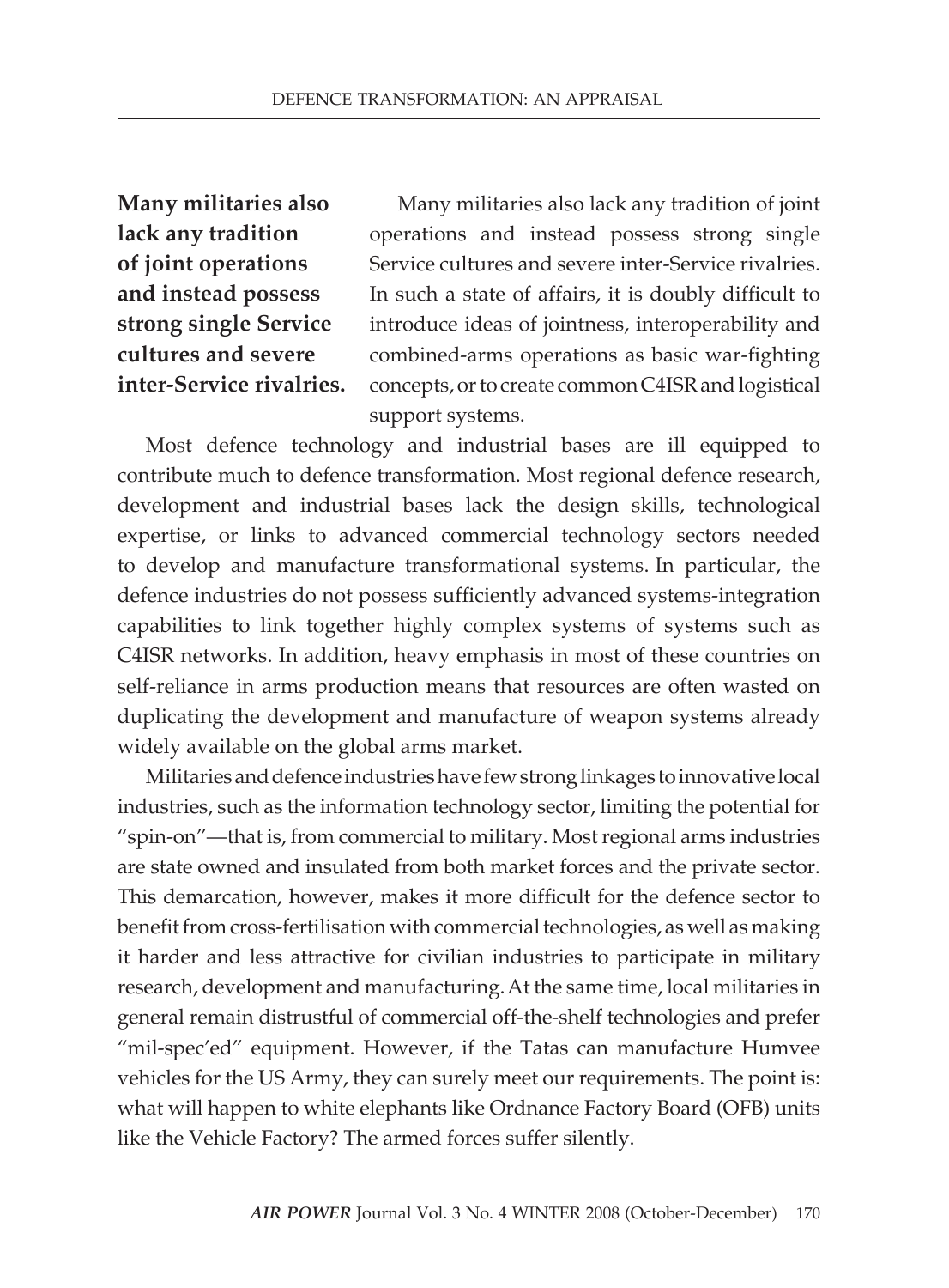**Many militaries also lack any tradition of joint operations and instead possess strong single Service cultures and severe inter-Service rivalries.**

Many militaries also lack any tradition of joint operations and instead possess strong single Service cultures and severe inter-Service rivalries. In such a state of affairs, it is doubly difficult to introduce ideas of jointness, interoperability and combined-arms operations as basic war-fighting concepts, or to create common C4ISR and logistical support systems.

Most defence technology and industrial bases are ill equipped to contribute much to defence transformation. Most regional defence research, development and industrial bases lack the design skills, technological expertise, or links to advanced commercial technology sectors needed to develop and manufacture transformational systems. In particular, the defence industries do not possess sufficiently advanced systems-integration capabilities to link together highly complex systems of systems such as C4ISR networks. In addition, heavy emphasis in most of these countries on self-reliance in arms production means that resources are often wasted on duplicating the development and manufacture of weapon systems already widely available on the global arms market.

Militaries and defence industries have few strong linkages to innovative local industries, such as the information technology sector, limiting the potential for "spin-on"—that is, from commercial to military. Most regional arms industries are state owned and insulated from both market forces and the private sector. This demarcation, however, makes it more difficult for the defence sector to benefit from cross-fertilisation with commercial technologies, as well as making it harder and less attractive for civilian industries to participate in military research, development and manufacturing. At the same time, local militaries in general remain distrustful of commercial off-the-shelf technologies and prefer "mil-spec'ed" equipment. However, if the Tatas can manufacture Humvee vehicles for the US Army, they can surely meet our requirements. The point is: what will happen to white elephants like Ordnance Factory Board (OFB) units like the Vehicle Factory? The armed forces suffer silently.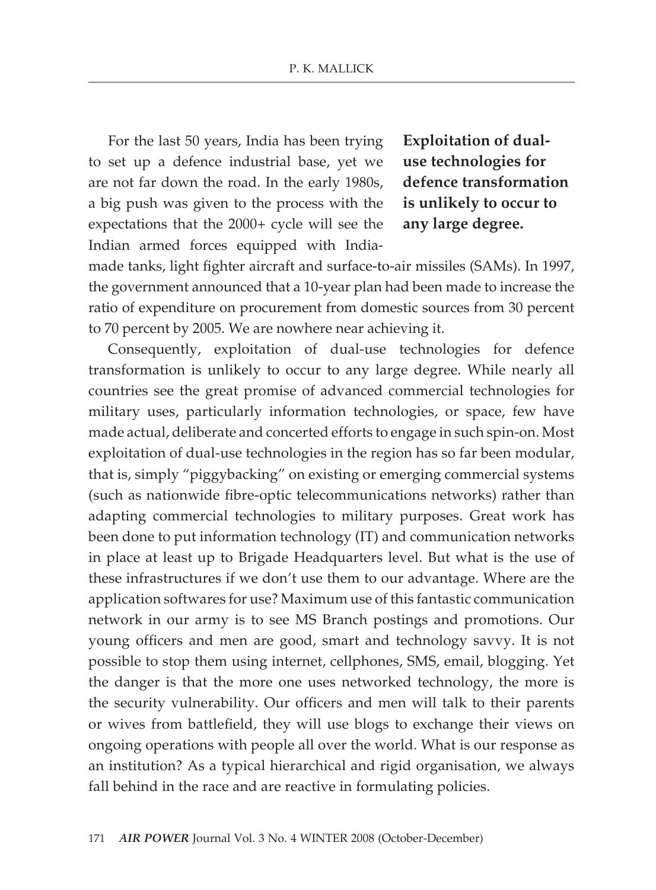For the last 50 years, India has been trying to set up a defence industrial base, yet we are not far down the road. In the early 1980s, a big push was given to the process with the expectations that the 2000+ cycle will see the Indian armed forces equipped with India-made tanks, light fighter aircraft and surface-to-air missiles (SAMs). In 1997, the government announced that a 10-year plan had been made to increase the ratio of expenditure on procurement from domestic sources from 30 percent to 70 percent by 2005. We are nowhere near achieving it.

**Exploitation of dual-use technologies for defence transformation is unlikely to occur to any large degree.**

Consequently, exploitation of dual-use technologies for defence transformation is unlikely to occur to any large degree. While nearly all countries see the great promise of advanced commercial technologies for military uses, particularly information technologies, or space, few have made actual, deliberate and concerted efforts to engage in such spin-on. Most exploitation of dual-use technologies in the region has so far been modular, that is, simply "piggybacking" on existing or emerging commercial systems (such as nationwide fibre-optic telecommunications networks) rather than adapting commercial technologies to military purposes. Great work has been done to put information technology (IT) and communication networks in place at least up to Brigade Headquarters level. But what is the use of these infrastructures if we don't use them to our advantage. Where are the application softwares for use? Maximum use of this fantastic communication network in our army is to see MS Branch postings and promotions. Our young officers and men are good, smart and technology savvy. It is not possible to stop them using internet, cellphones, SMS, email, blogging. Yet the danger is that the more one uses networked technology, the more is the security vulnerability. Our officers and men will talk to their parents or wives from battlefield, they will use blogs to exchange their views on ongoing operations with people all over the world. What is our response as an institution? As a typical hierarchical and rigid organisation, we always fall behind in the race and are reactive in formulating policies.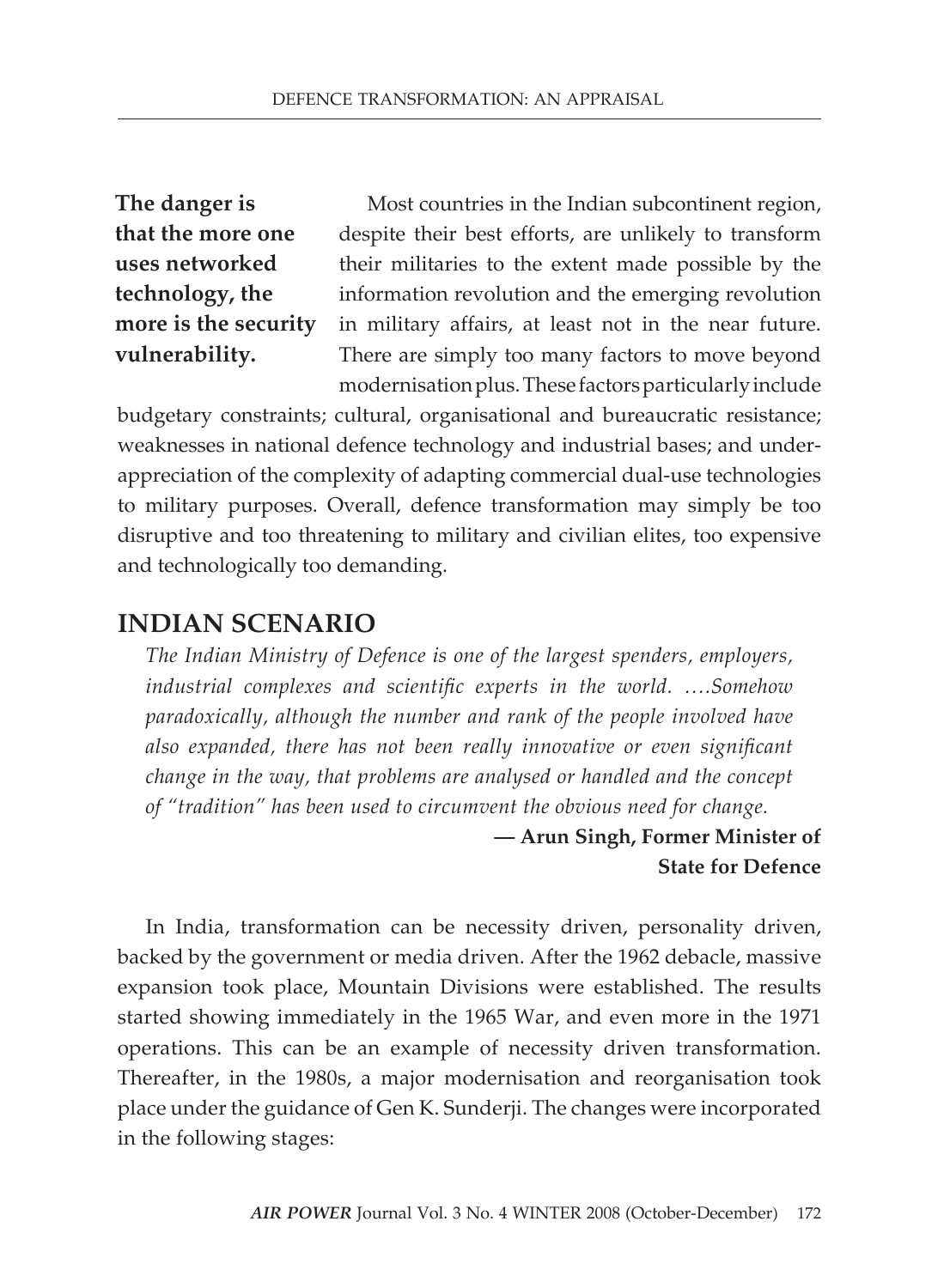**The danger is that the more one uses networked technology, the more is the security vulnerability.**

Most countries in the Indian subcontinent region, despite their best efforts, are unlikely to transform their militaries to the extent made possible by the information revolution and the emerging revolution in military affairs, at least not in the near future. There are simply too many factors to move beyond modernisation plus. These factors particularly include budgetary constraints; cultural, organisational and bureaucratic resistance; weaknesses in national defence technology and industrial bases; and under-appreciation of the complexity of adapting commercial dual-use technologies to military purposes. Overall, defence transformation may simply be too disruptive and too threatening to military and civilian elites, too expensive and technologically too demanding.

## INDIAN SCENARIO

*The Indian Ministry of Defence is one of the largest spenders, employers, industrial complexes and scientific experts in the world. ….Somehow paradoxically, although the number and rank of the people involved have also expanded, there has not been really innovative or even significant change in the way, that problems are analysed or handled and the concept of "tradition" has been used to circumvent the obvious need for change.*

**— Arun Singh, Former Minister of State for Defence**

In India, transformation can be necessity driven, personality driven, backed by the government or media driven. After the 1962 debacle, massive expansion took place, Mountain Divisions were established. The results started showing immediately in the 1965 War, and even more in the 1971 operations. This can be an example of necessity driven transformation. Thereafter, in the 1980s, a major modernisation and reorganisation took place under the guidance of Gen K. Sunderji. The changes were incorporated in the following stages: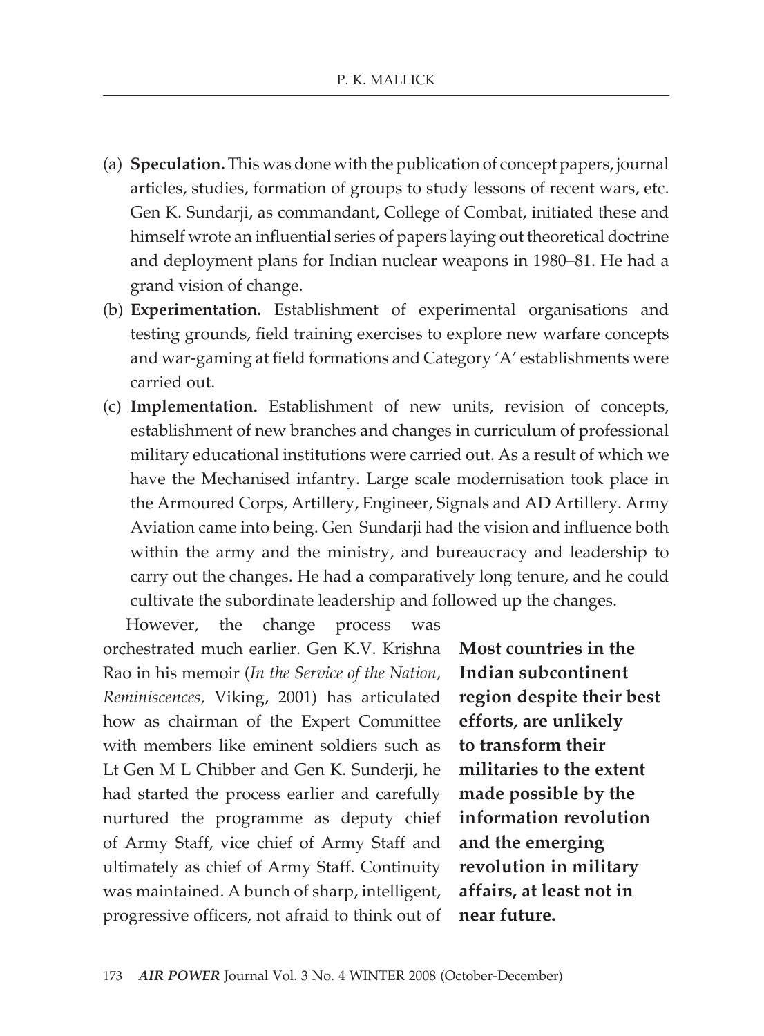(a) **Speculation.** This was done with the publication of concept papers, journal articles, studies, formation of groups to study lessons of recent wars, etc. Gen K. Sundarji, as commandant, College of Combat, initiated these and himself wrote an influential series of papers laying out theoretical doctrine and deployment plans for Indian nuclear weapons in 1980–81. He had a grand vision of change.

(b) **Experimentation.** Establishment of experimental organisations and testing grounds, field training exercises to explore new warfare concepts and war-gaming at field formations and Category 'A' establishments were carried out.

(c) **Implementation.** Establishment of new units, revision of concepts, establishment of new branches and changes in curriculum of professional military educational institutions were carried out. As a result of which we have the Mechanised infantry. Large scale modernisation took place in the Armoured Corps, Artillery, Engineer, Signals and AD Artillery. Army Aviation came into being. Gen Sundarji had the vision and influence both within the army and the ministry, and bureaucracy and leadership to carry out the changes. He had a comparatively long tenure, and he could cultivate the subordinate leadership and followed up the changes.

However, the change process was orchestrated much earlier. Gen K.V. Krishna Rao in his memoir (*In the Service of the Nation, Reminiscences,* Viking, 2001) has articulated how as chairman of the Expert Committee with members like eminent soldiers such as Lt Gen M L Chibber and Gen K. Sunderji, he had started the process earlier and carefully nurtured the programme as deputy chief of Army Staff, vice chief of Army Staff and ultimately as chief of Army Staff. Continuity was maintained. A bunch of sharp, intelligent, progressive officers, not afraid to think out of

**Most countries in the Indian subcontinent region despite their best efforts, are unlikely to transform their militaries to the extent made possible by the information revolution and the emerging revolution in military affairs, at least not in near future.**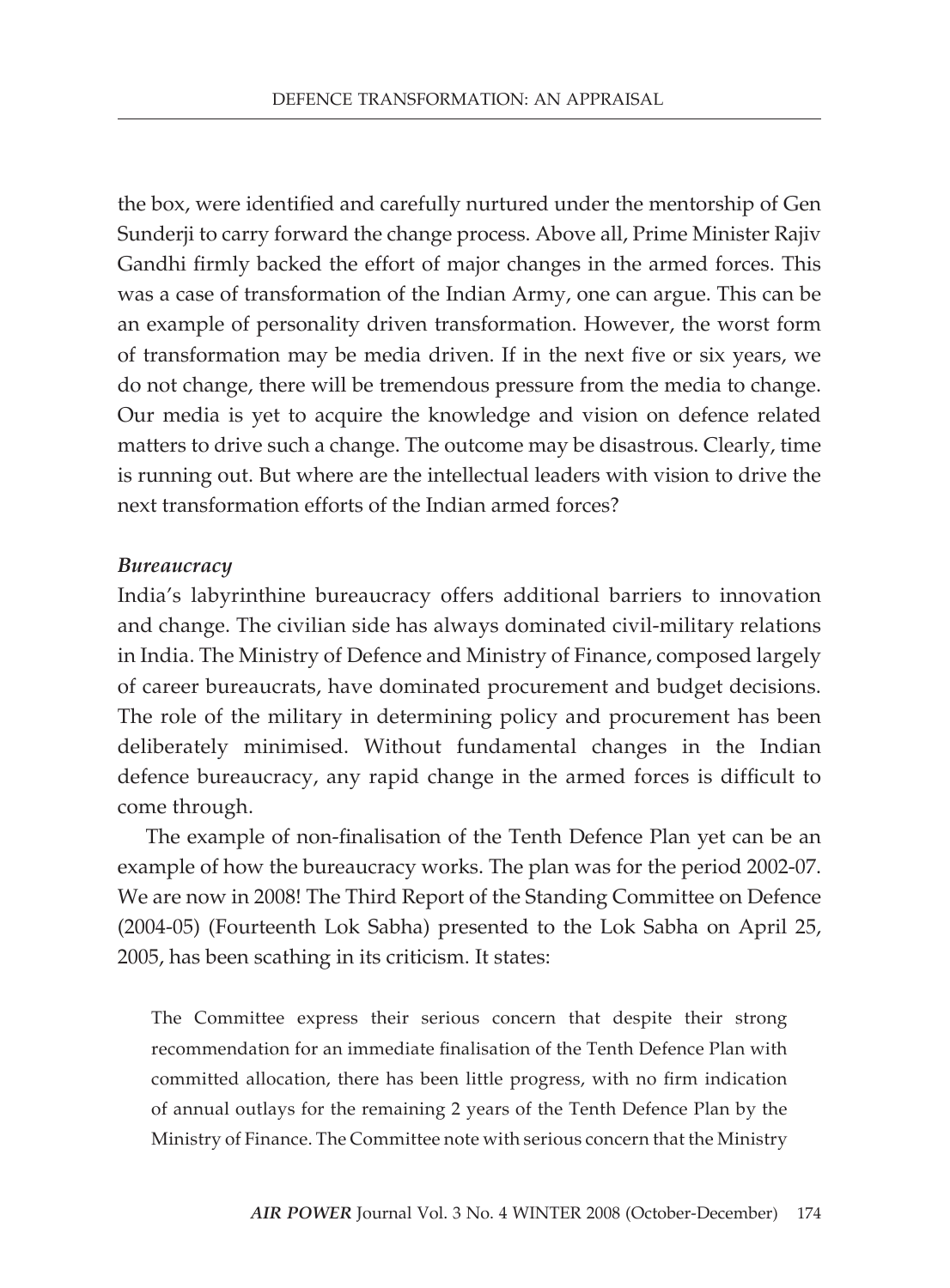the box, were identified and carefully nurtured under the mentorship of Gen Sunderji to carry forward the change process. Above all, Prime Minister Rajiv Gandhi firmly backed the effort of major changes in the armed forces. This was a case of transformation of the Indian Army, one can argue. This can be an example of personality driven transformation. However, the worst form of transformation may be media driven. If in the next five or six years, we do not change, there will be tremendous pressure from the media to change. Our media is yet to acquire the knowledge and vision on defence related matters to drive such a change. The outcome may be disastrous. Clearly, time is running out. But where are the intellectual leaders with vision to drive the next transformation efforts of the Indian armed forces?

***Bureaucracy***

India's labyrinthine bureaucracy offers additional barriers to innovation and change. The civilian side has always dominated civil-military relations in India. The Ministry of Defence and Ministry of Finance, composed largely of career bureaucrats, have dominated procurement and budget decisions. The role of the military in determining policy and procurement has been deliberately minimised. Without fundamental changes in the Indian defence bureaucracy, any rapid change in the armed forces is difficult to come through.

The example of non-finalisation of the Tenth Defence Plan yet can be an example of how the bureaucracy works. The plan was for the period 2002-07. We are now in 2008! The Third Report of the Standing Committee on Defence (2004-05) (Fourteenth Lok Sabha) presented to the Lok Sabha on April 25, 2005, has been scathing in its criticism. It states:

> The Committee express their serious concern that despite their strong recommendation for an immediate finalisation of the Tenth Defence Plan with committed allocation, there has been little progress, with no firm indication of annual outlays for the remaining 2 years of the Tenth Defence Plan by the Ministry of Finance. The Committee note with serious concern that the Ministry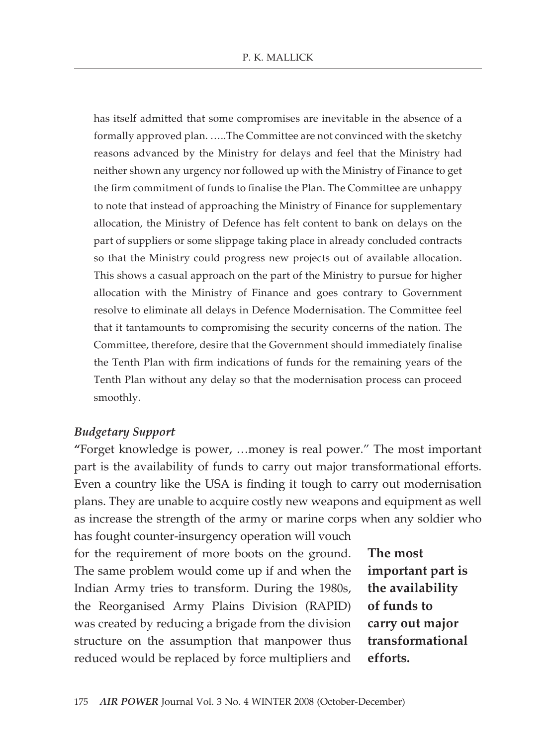> has itself admitted that some compromises are inevitable in the absence of a formally approved plan. …..The Committee are not convinced with the sketchy reasons advanced by the Ministry for delays and feel that the Ministry had neither shown any urgency nor followed up with the Ministry of Finance to get the firm commitment of funds to finalise the Plan. The Committee are unhappy to note that instead of approaching the Ministry of Finance for supplementary allocation, the Ministry of Defence has felt content to bank on delays on the part of suppliers or some slippage taking place in already concluded contracts so that the Ministry could progress new projects out of available allocation. This shows a casual approach on the part of the Ministry to pursue for higher allocation with the Ministry of Finance and goes contrary to Government resolve to eliminate all delays in Defence Modernisation. The Committee feel that it tantamounts to compromising the security concerns of the nation. The Committee, therefore, desire that the Government should immediately finalise the Tenth Plan with firm indications of funds for the remaining years of the Tenth Plan without any delay so that the modernisation process can proceed smoothly.

### *Budgetary Support*

"Forget knowledge is power, …money is real power." The most important part is the availability of funds to carry out major transformational efforts. Even a country like the USA is finding it tough to carry out modernisation plans. They are unable to acquire costly new weapons and equipment as well as increase the strength of the army or marine corps when any soldier who has fought counter-insurgency operation will vouch for the requirement of more boots on the ground. The same problem would come up if and when the Indian Army tries to transform. During the 1980s, the Reorganised Army Plains Division (RAPID) was created by reducing a brigade from the division structure on the assumption that manpower thus reduced would be replaced by force multipliers and

**The most important part is the availability of funds to carry out major transformational efforts.**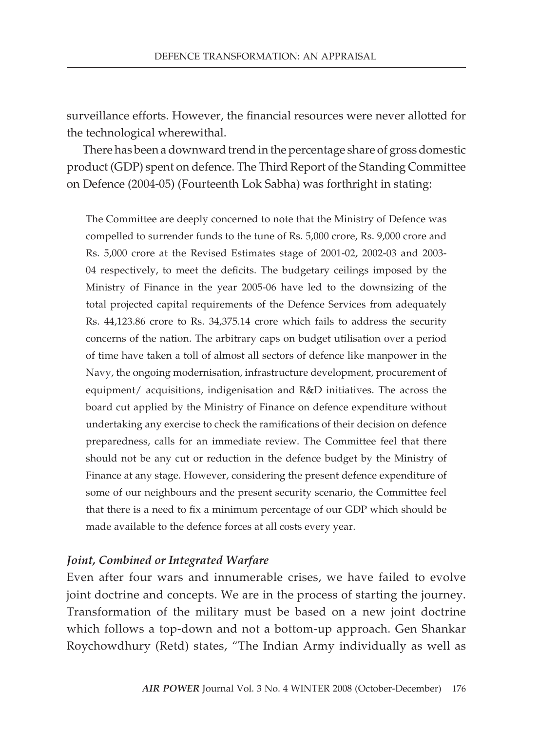surveillance efforts. However, the financial resources were never allotted for the technological wherewithal.

There has been a downward trend in the percentage share of gross domestic product (GDP) spent on defence. The Third Report of the Standing Committee on Defence (2004-05) (Fourteenth Lok Sabha) was forthright in stating:

> The Committee are deeply concerned to note that the Ministry of Defence was compelled to surrender funds to the tune of Rs. 5,000 crore, Rs. 9,000 crore and Rs. 5,000 crore at the Revised Estimates stage of 2001-02, 2002-03 and 2003-04 respectively, to meet the deficits. The budgetary ceilings imposed by the Ministry of Finance in the year 2005-06 have led to the downsizing of the total projected capital requirements of the Defence Services from adequately Rs. 44,123.86 crore to Rs. 34,375.14 crore which fails to address the security concerns of the nation. The arbitrary caps on budget utilisation over a period of time have taken a toll of almost all sectors of defence like manpower in the Navy, the ongoing modernisation, infrastructure development, procurement of equipment/ acquisitions, indigenisation and R&D initiatives. The across the board cut applied by the Ministry of Finance on defence expenditure without undertaking any exercise to check the ramifications of their decision on defence preparedness, calls for an immediate review. The Committee feel that there should not be any cut or reduction in the defence budget by the Ministry of Finance at any stage. However, considering the present defence expenditure of some of our neighbours and the present security scenario, the Committee feel that there is a need to fix a minimum percentage of our GDP which should be made available to the defence forces at all costs every year.

### *Joint, Combined or Integrated Warfare*

Even after four wars and innumerable crises, we have failed to evolve joint doctrine and concepts. We are in the process of starting the journey. Transformation of the military must be based on a new joint doctrine which follows a top-down and not a bottom-up approach. Gen Shankar Roychowdhury (Retd) states, "The Indian Army individually as well as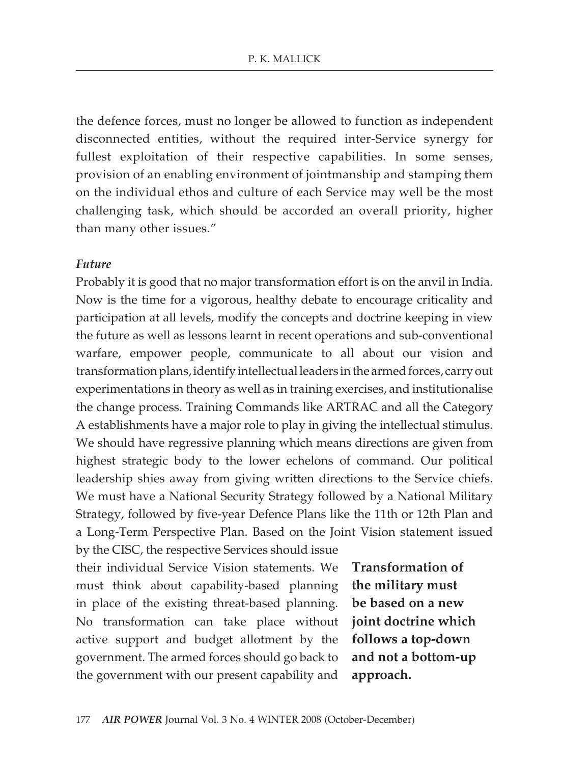the defence forces, must no longer be allowed to function as independent disconnected entities, without the required inter-Service synergy for fullest exploitation of their respective capabilities. In some senses, provision of an enabling environment of jointmanship and stamping them on the individual ethos and culture of each Service may well be the most challenging task, which should be accorded an overall priority, higher than many other issues."

***Future***

Probably it is good that no major transformation effort is on the anvil in India. Now is the time for a vigorous, healthy debate to encourage criticality and participation at all levels, modify the concepts and doctrine keeping in view the future as well as lessons learnt in recent operations and sub-conventional warfare, empower people, communicate to all about our vision and transformation plans, identify intellectual leaders in the armed forces, carry out experimentations in theory as well as in training exercises, and institutionalise the change process. Training Commands like ARTRAC and all the Category A establishments have a major role to play in giving the intellectual stimulus. We should have regressive planning which means directions are given from highest strategic body to the lower echelons of command. Our political leadership shies away from giving written directions to the Service chiefs. We must have a National Security Strategy followed by a National Military Strategy, followed by five-year Defence Plans like the 11th or 12th Plan and a Long-Term Perspective Plan. Based on the Joint Vision statement issued by the CISC, the respective Services should issue their individual Service Vision statements. We must think about capability-based planning in place of the existing threat-based planning. No transformation can take place without active support and budget allotment by the government. The armed forces should go back to the government with our present capability and

**Transformation of the military must be based on a new joint doctrine which follows a top-down and not a bottom-up approach.**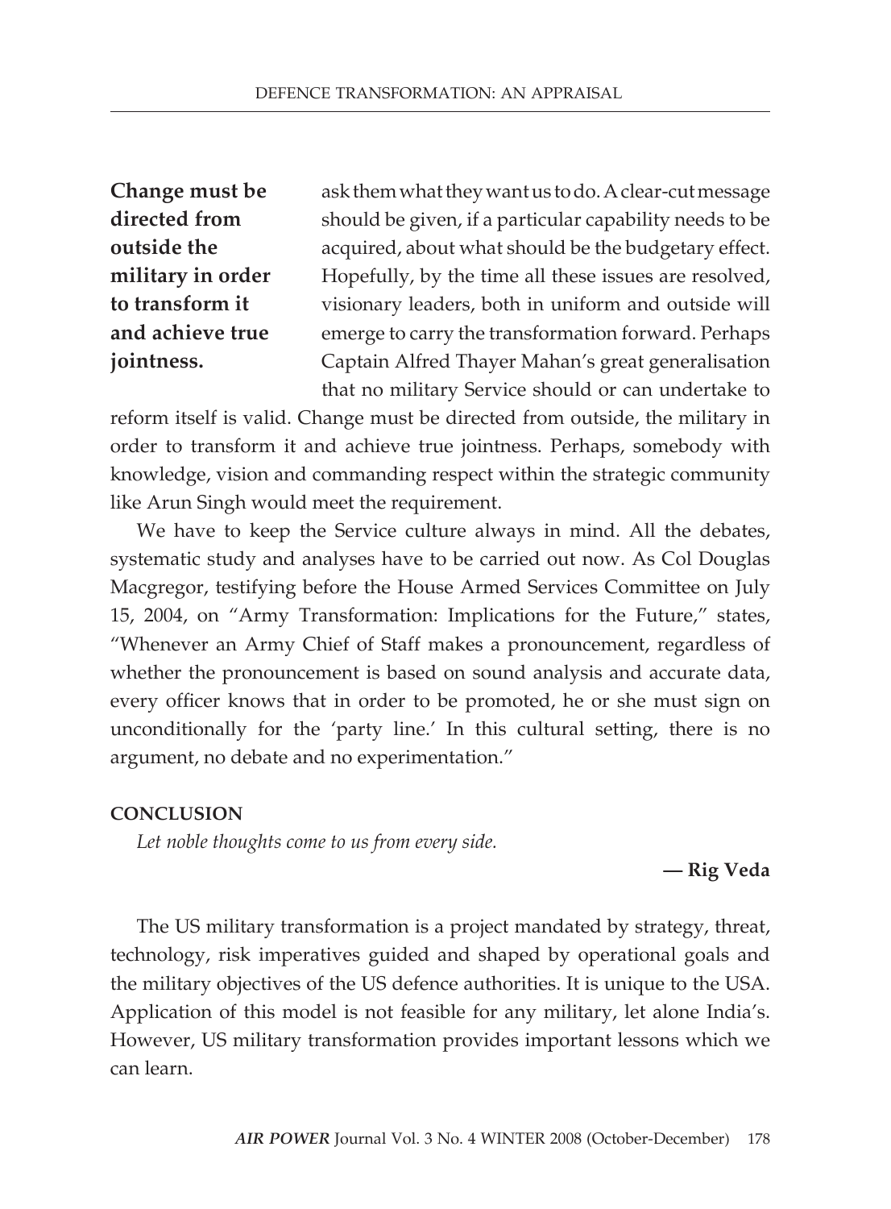**Change must be directed from outside the military in order to transform it and achieve true jointness.**

ask them what they want us to do. A clear-cut message should be given, if a particular capability needs to be acquired, about what should be the budgetary effect. Hopefully, by the time all these issues are resolved, visionary leaders, both in uniform and outside will emerge to carry the transformation forward. Perhaps Captain Alfred Thayer Mahan's great generalisation that no military Service should or can undertake to reform itself is valid. Change must be directed from outside, the military in order to transform it and achieve true jointness. Perhaps, somebody with knowledge, vision and commanding respect within the strategic community like Arun Singh would meet the requirement.

We have to keep the Service culture always in mind. All the debates, systematic study and analyses have to be carried out now. As Col Douglas Macgregor, testifying before the House Armed Services Committee on July 15, 2004, on "Army Transformation: Implications for the Future," states, "Whenever an Army Chief of Staff makes a pronouncement, regardless of whether the pronouncement is based on sound analysis and accurate data, every officer knows that in order to be promoted, he or she must sign on unconditionally for the 'party line.' In this cultural setting, there is no argument, no debate and no experimentation."

## CONCLUSION

*Let noble thoughts come to us from every side.*

**— Rig Veda**

The US military transformation is a project mandated by strategy, threat, technology, risk imperatives guided and shaped by operational goals and the military objectives of the US defence authorities. It is unique to the USA. Application of this model is not feasible for any military, let alone India's. However, US military transformation provides important lessons which we can learn.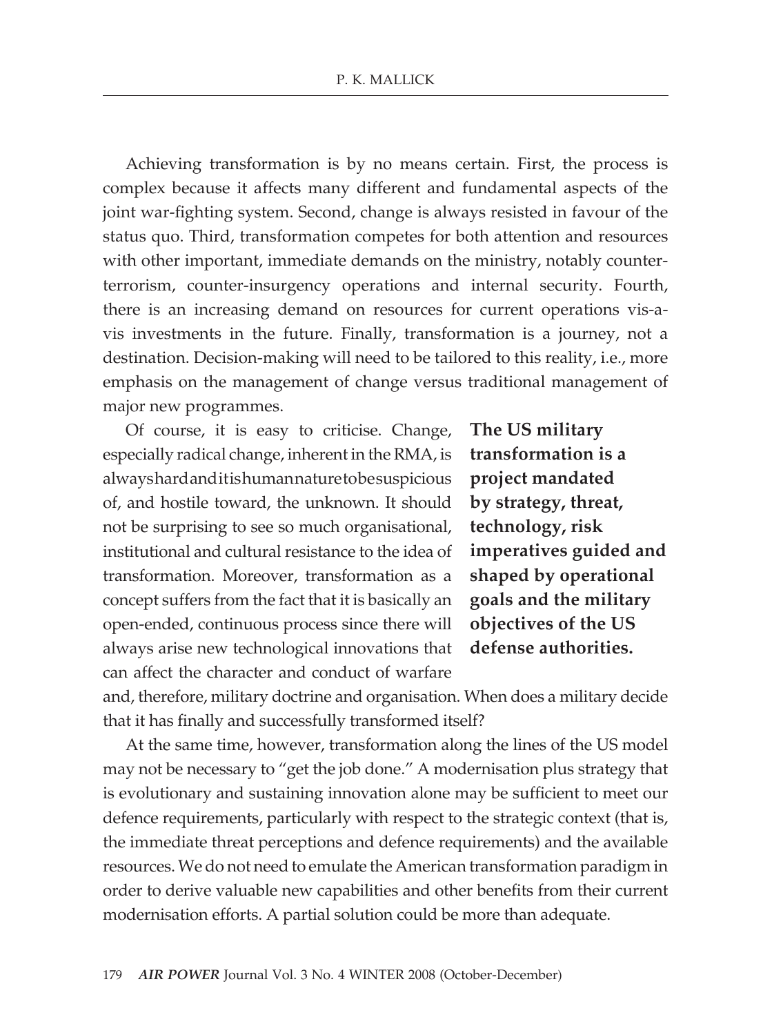Achieving transformation is by no means certain. First, the process is complex because it affects many different and fundamental aspects of the joint war-fighting system. Second, change is always resisted in favour of the status quo. Third, transformation competes for both attention and resources with other important, immediate demands on the ministry, notably counter-terrorism, counter-insurgency operations and internal security. Fourth, there is an increasing demand on resources for current operations vis-a-vis investments in the future. Finally, transformation is a journey, not a destination. Decision-making will need to be tailored to this reality, i.e., more emphasis on the management of change versus traditional management of major new programmes.

Of course, it is easy to criticise. Change, especially radical change, inherent in the RMA, is always hard and it is human nature to be suspicious of, and hostile toward, the unknown. It should not be surprising to see so much organisational, institutional and cultural resistance to the idea of transformation. Moreover, transformation as a concept suffers from the fact that it is basically an open-ended, continuous process since there will always arise new technological innovations that can affect the character and conduct of warfare and, therefore, military doctrine and organisation. When does a military decide that it has finally and successfully transformed itself?

**The US military transformation is a project mandated by strategy, threat, technology, risk imperatives guided and shaped by operational goals and the military objectives of the US defense authorities.**

At the same time, however, transformation along the lines of the US model may not be necessary to "get the job done." A modernisation plus strategy that is evolutionary and sustaining innovation alone may be sufficient to meet our defence requirements, particularly with respect to the strategic context (that is, the immediate threat perceptions and defence requirements) and the available resources. We do not need to emulate the American transformation paradigm in order to derive valuable new capabilities and other benefits from their current modernisation efforts. A partial solution could be more than adequate.